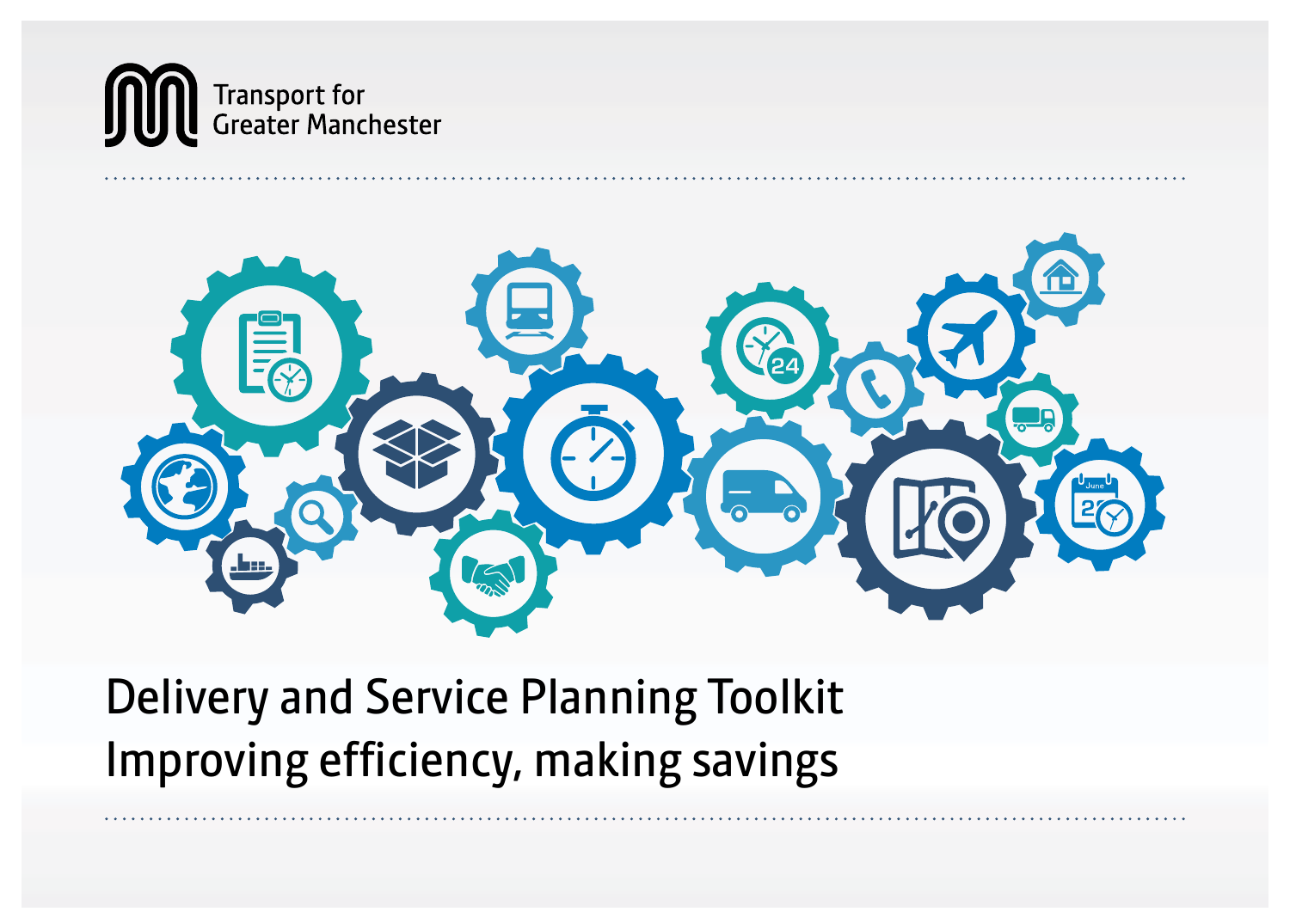Transport for Greater Manchester

# Delivery and Service Planning Toolkit
## Improving efficiency, making savings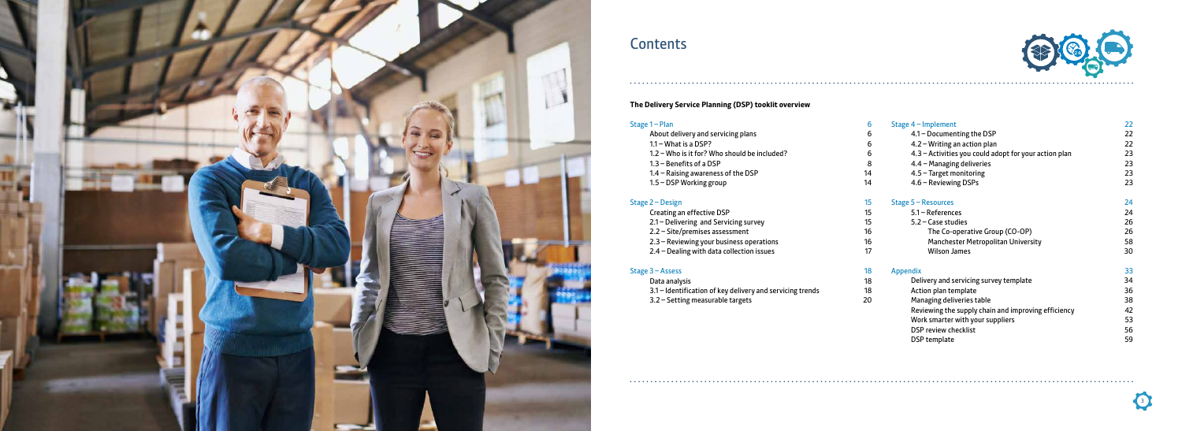# Contents

## The Delivery Service Planning (DSP) tooklit overview

| | |
|---|---|
| **Stage 1 – Plan** | 6 |
| About delivery and servicing plans | 6 |
| 1.1 – What is a DSP? | 6 |
| 1.2 – Who is it for? Who should be included? | 6 |
| 1.3 – Benefits of a DSP | 8 |
| 1.4 – Raising awareness of the DSP | 14 |
| 1.5 – DSP Working group | 14 |
| **Stage 2 – Design** | 15 |
| Creating an effective DSP | 15 |
| 2.1 – Delivering and Servicing survey | 15 |
| 2.2 – Site/premises assessment | 16 |
| 2.3 – Reviewing your business operations | 16 |
| 2.4 – Dealing with data collection issues | 17 |
| **Stage 3 – Assess** | 18 |
| Data analysis | 18 |
| 3.1 – Identification of key delivery and servicing trends | 18 |
| 3.2 – Setting measurable targets | 20 |
| **Stage 4 – Implement** | 22 |
| 4.1 – Documenting the DSP | 22 |
| 4.2 – Writing an action plan | 22 |
| 4.3 – Activities you could adopt for your action plan | 23 |
| 4.4 – Managing deliveries | 23 |
| 4.5 – Target monitoring | 23 |
| 4.6 – Reviewing DSPs | 23 |
| **Stage 5 – Resources** | 24 |
| 5.1 – References | 24 |
| 5.2 – Case studies | 26 |
| The Co-operative Group (CO-OP) | 26 |
| Manchester Metropolitan University | 58 |
| Wilson James | 30 |
| **Appendix** | 33 |
| Delivery and servicing survey template | 34 |
| Action plan template | 36 |
| Managing deliveries table | 38 |
| Reviewing the supply chain and improving efficiency | 42 |
| Work smarter with your suppliers | 53 |
| DSP review checklist | 56 |
| DSP template | 59 |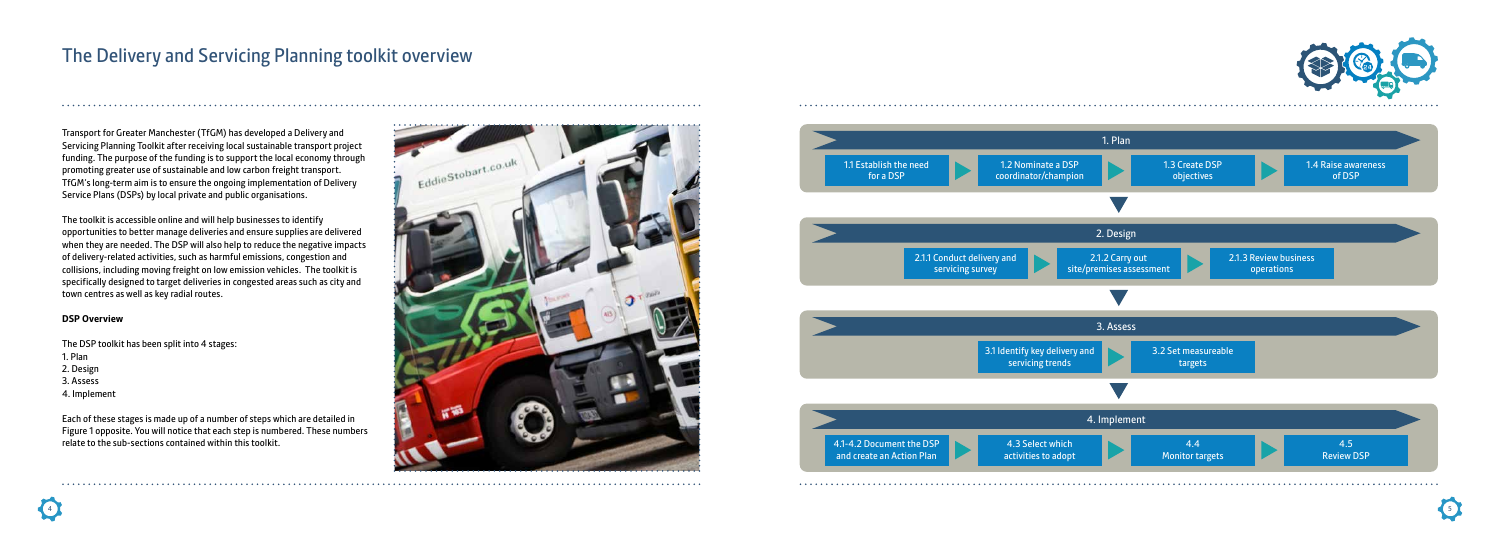# The Delivery and Servicing Planning toolkit overview

Transport for Greater Manchester (TfGM) has developed a Delivery and Servicing Planning Toolkit after receiving local sustainable transport project funding. The purpose of the funding is to support the local economy through promoting greater use of sustainable and low carbon freight transport. TfGM's long-term aim is to ensure the ongoing implementation of Delivery Service Plans (DSPs) by local private and public organisations.

The toolkit is accessible online and will help businesses to identify opportunities to better manage deliveries and ensure supplies are delivered when they are needed. The DSP will also help to reduce the negative impacts of delivery-related activities, such as harmful emissions, congestion and collisions, including moving freight on low emission vehicles. The toolkit is specifically designed to target deliveries in congested areas such as city and town centres as well as key radial routes.

**DSP Overview**

The DSP toolkit has been split into 4 stages:

1. Plan
2. Design
3. Assess
4. Implement

Each of these stages is made up of a number of steps which are detailed in Figure 1 opposite. You will notice that each step is numbered. These numbers relate to the sub-sections contained within this toolkit.

**1. Plan**

1.1 Establish the need for a DSP → 1.2 Nominate a DSP coordinator/champion → 1.3 Create DSP objectives → 1.4 Raise awareness of DSP

**2. Design**

2.1.1 Conduct delivery and servicing survey → 2.1.2 Carry out site/premises assessment → 2.1.3 Review business operations

**3. Assess**

3.1 Identify key delivery and servicing trends → 3.2 Set measureable targets

**4. Implement**

4.1-4.2 Document the DSP and create an Action Plan → 4.3 Select which activities to adopt → 4.4 Monitor targets → 4.5 Review DSP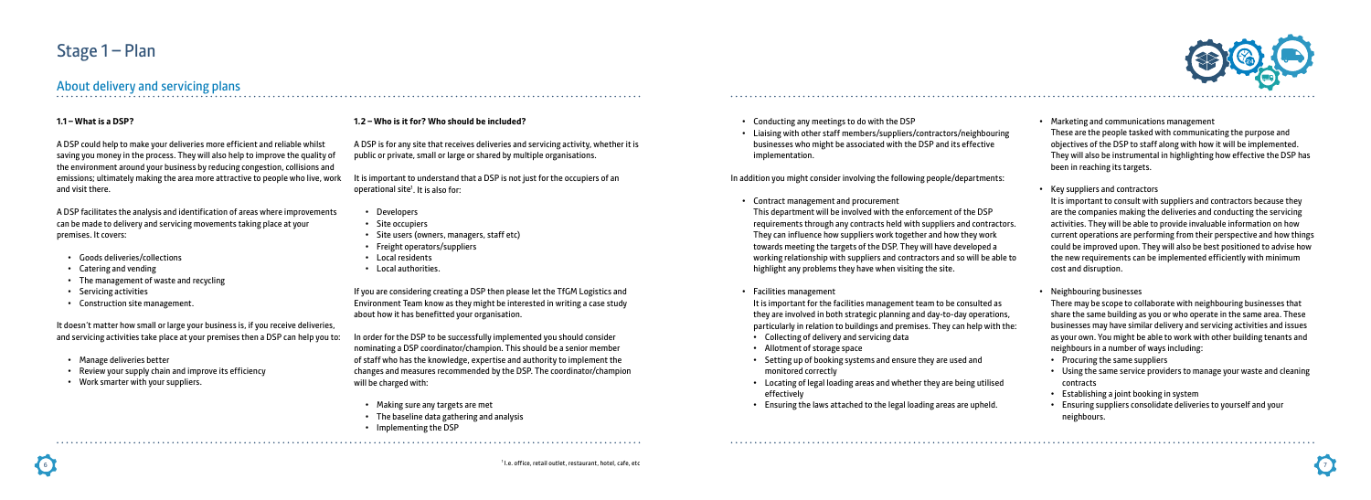# Stage 1 – Plan

## About delivery and servicing plans

### 1.1 – What is a DSP?

A DSP could help to make your deliveries more efficient and reliable whilst saving you money in the process. They will also help to improve the quality of the environment around your business by reducing congestion, collisions and emissions; ultimately making the area more attractive to people who live, work and visit there.

A DSP facilitates the analysis and identification of areas where improvements can be made to delivery and servicing movements taking place at your premises. It covers:

- Goods deliveries/collections
- Catering and vending
- The management of waste and recycling
- Servicing activities
- Construction site management.

It doesn't matter how small or large your business is, if you receive deliveries, and servicing activities take place at your premises then a DSP can help you to:

- Manage deliveries better
- Review your supply chain and improve its efficiency
- Work smarter with your suppliers.

### 1.2 – Who is it for? Who should be included?

A DSP is for any site that receives deliveries and servicing activity, whether it is public or private, small or large or shared by multiple organisations.

It is important to understand that a DSP is not just for the occupiers of an operational site[1]. It is also for:

- Developers
- Site occupiers
- Site users (owners, managers, staff etc)
- Freight operators/suppliers
- Local residents
- Local authorities.

If you are considering creating a DSP then please let the TfGM Logistics and Environment Team know as they might be interested in writing a case study about how it has benefitted your organisation.

In order for the DSP to be successfully implemented you should consider nominating a DSP coordinator/champion. This should be a senior member of staff who has the knowledge, expertise and authority to implement the changes and measures recommended by the DSP. The coordinator/champion will be charged with:

- Making sure any targets are met
- The baseline data gathering and analysis
- Implementing the DSP
- Conducting any meetings to do with the DSP
- Liaising with other staff members/suppliers/contractors/neighbouring businesses who might be associated with the DSP and its effective implementation.

In addition you might consider involving the following people/departments:

- Contract management and procurement
  This department will be involved with the enforcement of the DSP requirements through any contracts held with suppliers and contractors. They can influence how suppliers work together and how they work towards meeting the targets of the DSP. They will have developed a working relationship with suppliers and contractors and so will be able to highlight any problems they have when visiting the site.

- Facilities management
  It is important for the facilities management team to be consulted as they are involved in both strategic planning and day-to-day operations, particularly in relation to buildings and premises. They can help with the:
  - Collecting of delivery and servicing data
  - Allotment of storage space
  - Setting up of booking systems and ensure they are used and monitored correctly
  - Locating of legal loading areas and whether they are being utilised effectively
  - Ensuring the laws attached to the legal loading areas are upheld.

- Marketing and communications management
  These are the people tasked with communicating the purpose and objectives of the DSP to staff along with how it will be implemented. They will also be instrumental in highlighting how effective the DSP has been in reaching its targets.

- Key suppliers and contractors
  It is important to consult with suppliers and contractors because they are the companies making the deliveries and conducting the servicing activities. They will be able to provide invaluable information on how current operations are performing from their perspective and how things could be improved upon. They will also be best positioned to advise how the new requirements can be implemented efficiently with minimum cost and disruption.

- Neighbouring businesses
  There may be scope to collaborate with neighbouring businesses that share the same building as you or who operate in the same area. These businesses may have similar delivery and servicing activities and issues as your own. You might be able to work with other building tenants and neighbours in a number of ways including:
  - Procuring the same suppliers
  - Using the same service providers to manage your waste and cleaning contracts
  - Establishing a joint booking in system
  - Ensuring suppliers consolidate deliveries to yourself and your neighbours.

[1] I.e. office, retail outlet, restaurant, hotel, cafe, etc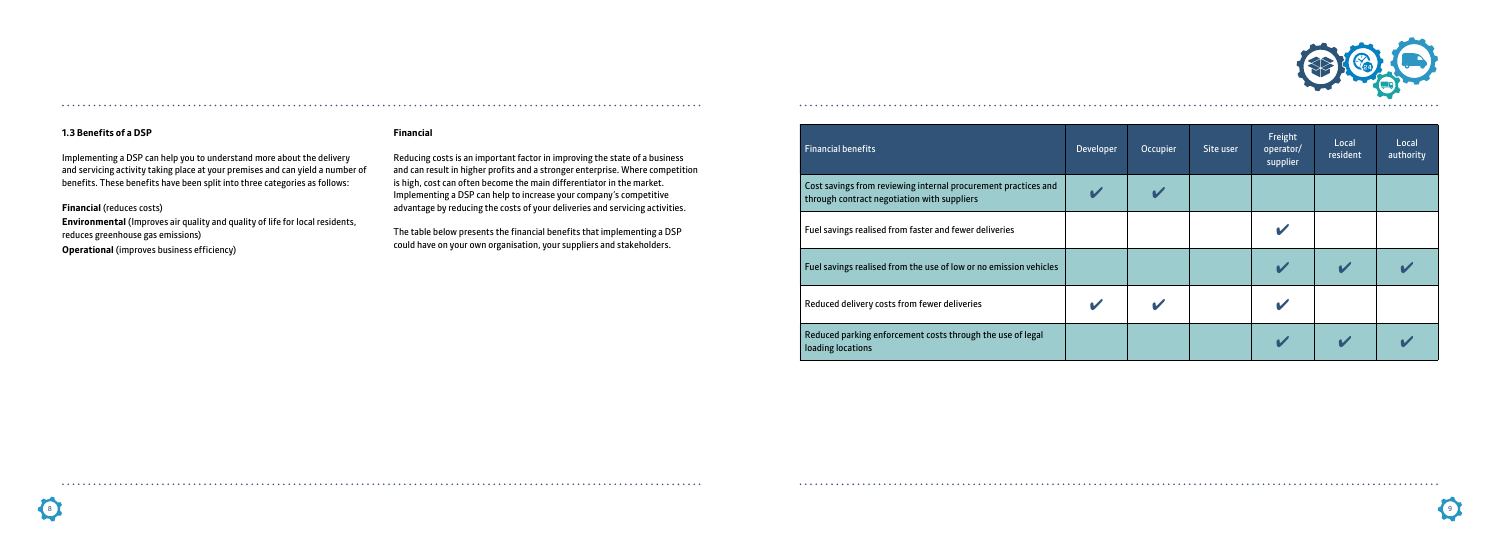### 1.3 Benefits of a DSP

Implementing a DSP can help you to understand more about the delivery and servicing activity taking place at your premises and can yield a number of benefits. These benefits have been split into three categories as follows:

**Financial** (reduces costs)
**Environmental** (Improves air quality and quality of life for local residents, reduces greenhouse gas emissions)
**Operational** (improves business efficiency)

#### Financial

Reducing costs is an important factor in improving the state of a business and can result in higher profits and a stronger enterprise. Where competition is high, cost can often become the main differentiator in the market. Implementing a DSP can help to increase your company's competitive advantage by reducing the costs of your deliveries and servicing activities.

The table below presents the financial benefits that implementing a DSP could have on your own organisation, your suppliers and stakeholders.

| Financial benefits | Developer | Occupier | Site user | Freight operator/ supplier | Local resident | Local authority |
|---|---|---|---|---|---|---|
| Cost savings from reviewing internal procurement practices and through contract negotiation with suppliers | ✔ | ✔ | | | | |
| Fuel savings realised from faster and fewer deliveries | | | | ✔ | | |
| Fuel savings realised from the use of low or no emission vehicles | | | | ✔ | ✔ | ✔ |
| Reduced delivery costs from fewer deliveries | ✔ | ✔ | | ✔ | | |
| Reduced parking enforcement costs through the use of legal loading locations | | | | ✔ | ✔ | ✔ |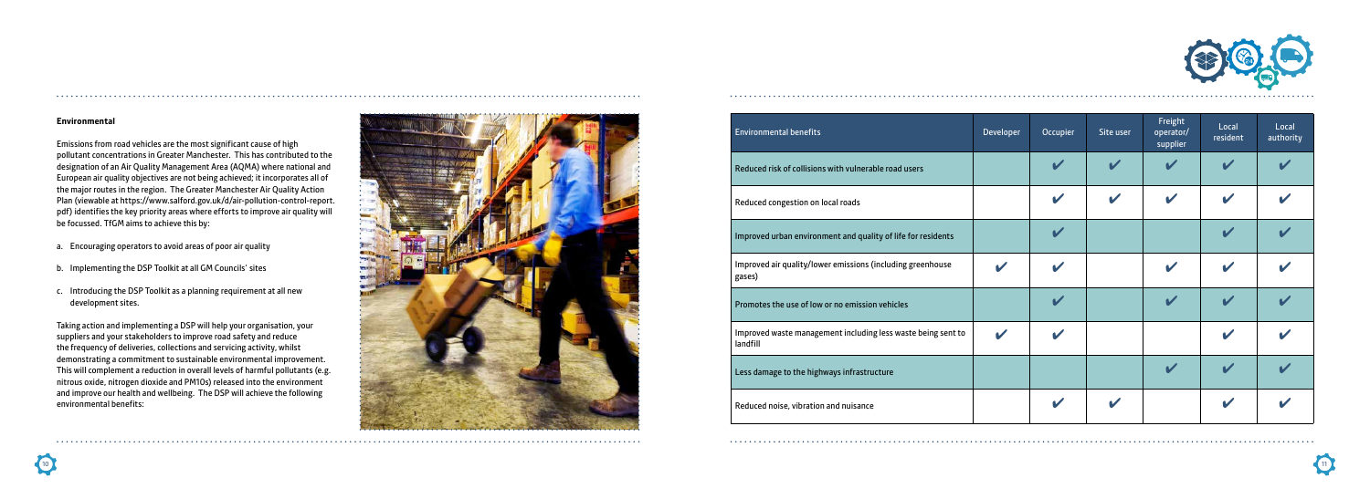## Environmental

Emissions from road vehicles are the most significant cause of high pollutant concentrations in Greater Manchester. This has contributed to the designation of an Air Quality Management Area (AQMA) where national and European air quality objectives are not being achieved; it incorporates all of the major routes in the region. The Greater Manchester Air Quality Action Plan (viewable at https://www.salford.gov.uk/d/air-pollution-control-report.pdf) identifies the key priority areas where efforts to improve air quality will be focussed. TfGM aims to achieve this by:

a. Encouraging operators to avoid areas of poor air quality

b. Implementing the DSP Toolkit at all GM Councils' sites

c. Introducing the DSP Toolkit as a planning requirement at all new development sites.

Taking action and implementing a DSP will help your organisation, your suppliers and your stakeholders to improve road safety and reduce the frequency of deliveries, collections and servicing activity, whilst demonstrating a commitment to sustainable environmental improvement. This will complement a reduction in overall levels of harmful pollutants (e.g. nitrous oxide, nitrogen dioxide and PM10s) released into the environment and improve our health and wellbeing. The DSP will achieve the following environmental benefits:

| Environmental benefits | Developer | Occupier | Site user | Freight operator/ supplier | Local resident | Local authority |
|---|---|---|---|---|---|---|
| Reduced risk of collisions with vulnerable road users | | ✔ | ✔ | ✔ | ✔ | ✔ |
| Reduced congestion on local roads | | ✔ | ✔ | ✔ | ✔ | ✔ |
| Improved urban environment and quality of life for residents | | ✔ | | | ✔ | ✔ |
| Improved air quality/lower emissions (including greenhouse gases) | ✔ | ✔ | | ✔ | ✔ | ✔ |
| Promotes the use of low or no emission vehicles | | ✔ | | ✔ | ✔ | ✔ |
| Improved waste management including less waste being sent to landfill | ✔ | ✔ | | | ✔ | ✔ |
| Less damage to the highways infrastructure | | | | ✔ | ✔ | ✔ |
| Reduced noise, vibration and nuisance | | ✔ | ✔ | | ✔ | ✔ |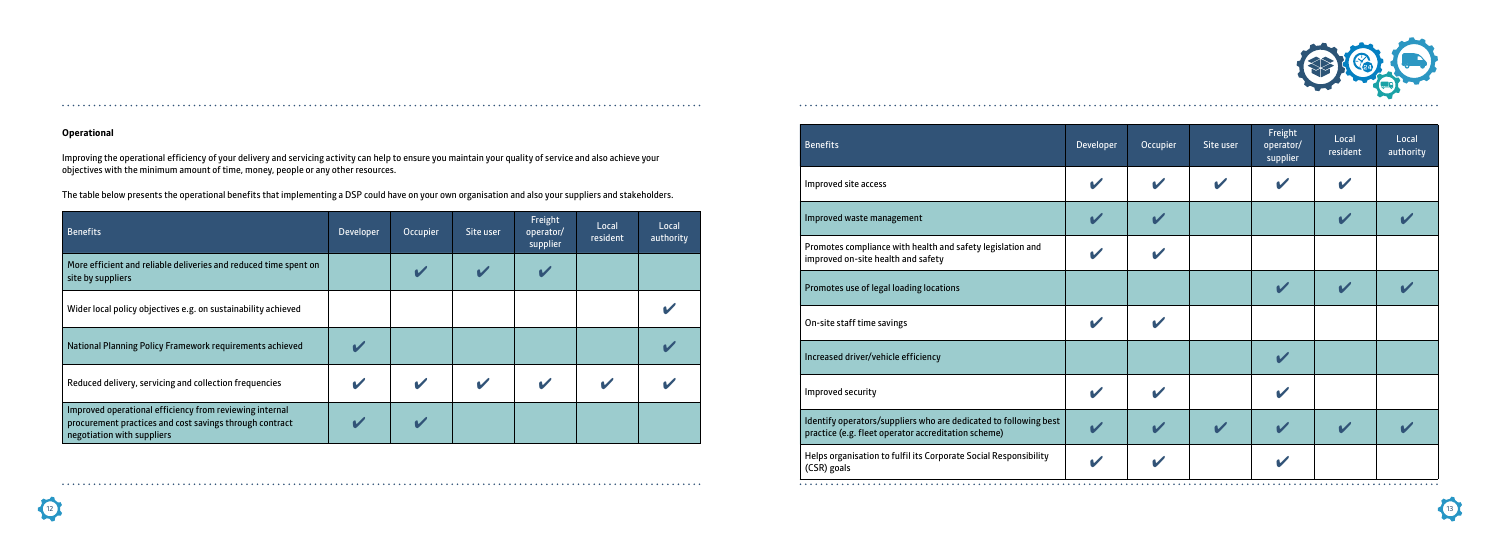### Operational

Improving the operational efficiency of your delivery and servicing activity can help to ensure you maintain your quality of service and also achieve your objectives with the minimum amount of time, money, people or any other resources.

The table below presents the operational benefits that implementing a DSP could have on your own organisation and also your suppliers and stakeholders.

| Benefits | Developer | Occupier | Site user | Freight operator/ supplier | Local resident | Local authority |
|---|---|---|---|---|---|---|
| More efficient and reliable deliveries and reduced time spent on site by suppliers | | ✔ | ✔ | ✔ | | |
| Wider local policy objectives e.g. on sustainability achieved | | | | | | ✔ |
| National Planning Policy Framework requirements achieved | ✔ | | | | | ✔ |
| Reduced delivery, servicing and collection frequencies | ✔ | ✔ | ✔ | ✔ | ✔ | ✔ |
| Improved operational efficiency from reviewing internal procurement practices and cost savings through contract negotiation with suppliers | ✔ | ✔ | | | | |
| Improved site access | ✔ | ✔ | ✔ | ✔ | ✔ | |
| Improved waste management | ✔ | ✔ | | | ✔ | ✔ |
| Promotes compliance with health and safety legislation and improved on-site health and safety | ✔ | ✔ | | | | |
| Promotes use of legal loading locations | | | | ✔ | ✔ | ✔ |
| On-site staff time savings | ✔ | ✔ | | | | |
| Increased driver/vehicle efficiency | | | | ✔ | | |
| Improved security | ✔ | ✔ | | ✔ | | |
| Identify operators/suppliers who are dedicated to following best practice (e.g. fleet operator accreditation scheme) | ✔ | ✔ | ✔ | ✔ | ✔ | ✔ |
| Helps organisation to fulfil its Corporate Social Responsibility (CSR) goals | ✔ | ✔ | | ✔ | | |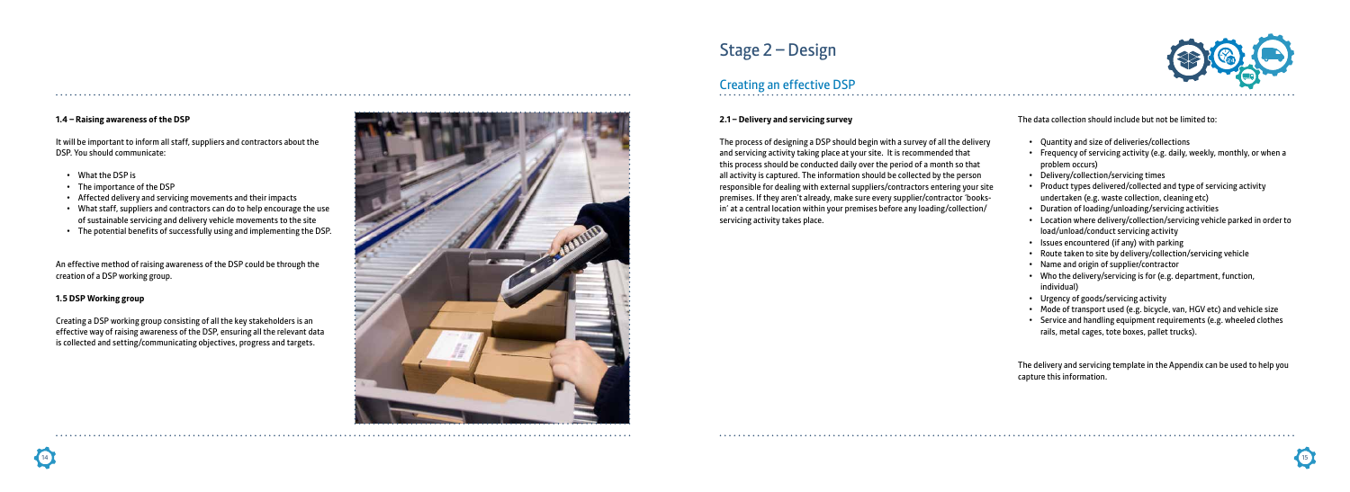### 1.4 – Raising awareness of the DSP

It will be important to inform all staff, suppliers and contractors about the DSP. You should communicate:

- What the DSP is
- The importance of the DSP
- Affected delivery and servicing movements and their impacts
- What staff, suppliers and contractors can do to help encourage the use of sustainable servicing and delivery vehicle movements to the site
- The potential benefits of successfully using and implementing the DSP.

An effective method of raising awareness of the DSP could be through the creation of a DSP working group.

### 1.5 DSP Working group

Creating a DSP working group consisting of all the key stakeholders is an effective way of raising awareness of the DSP, ensuring all the relevant data is collected and setting/communicating objectives, progress and targets.

# Stage 2 – Design

## Creating an effective DSP

### 2.1 – Delivery and servicing survey

The process of designing a DSP should begin with a survey of all the delivery and servicing activity taking place at your site. It is recommended that this process should be conducted daily over the period of a month so that all activity is captured. The information should be collected by the person responsible for dealing with external suppliers/contractors entering your site premises. If they aren't already, make sure every supplier/contractor 'books-in' at a central location within your premises before any loading/collection/servicing activity takes place.

The data collection should include but not be limited to:

- Quantity and size of deliveries/collections
- Frequency of servicing activity (e.g. daily, weekly, monthly, or when a problem occurs)
- Delivery/collection/servicing times
- Product types delivered/collected and type of servicing activity undertaken (e.g. waste collection, cleaning etc)
- Duration of loading/unloading/servicing activities
- Location where delivery/collection/servicing vehicle parked in order to load/unload/conduct servicing activity
- Issues encountered (if any) with parking
- Route taken to site by delivery/collection/servicing vehicle
- Name and origin of supplier/contractor
- Who the delivery/servicing is for (e.g. department, function, individual)
- Urgency of goods/servicing activity
- Mode of transport used (e.g. bicycle, van, HGV etc) and vehicle size
- Service and handling equipment requirements (e.g. wheeled clothes rails, metal cages, tote boxes, pallet trucks).

The delivery and servicing template in the Appendix can be used to help you capture this information.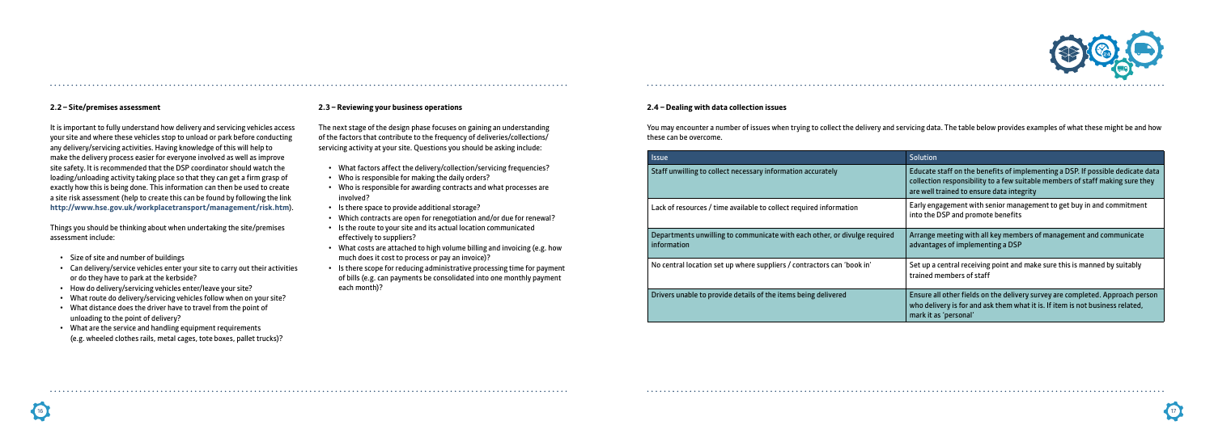### 2.2 – Site/premises assessment

It is important to fully understand how delivery and servicing vehicles access your site and where these vehicles stop to unload or park before conducting any delivery/servicing activities. Having knowledge of this will help to make the delivery process easier for everyone involved as well as improve site safety. It is recommended that the DSP coordinator should watch the loading/unloading activity taking place so that they can get a firm grasp of exactly how this is being done. This information can then be used to create a site risk assessment (help to create this can be found by following the link **http://www.hse.gov.uk/workplacetransport/management/risk.htm**).

Things you should be thinking about when undertaking the site/premises assessment include:

- Size of site and number of buildings
- Can delivery/service vehicles enter your site to carry out their activities or do they have to park at the kerbside?
- How do delivery/servicing vehicles enter/leave your site?
- What route do delivery/servicing vehicles follow when on your site?
- What distance does the driver have to travel from the point of unloading to the point of delivery?
- What are the service and handling equipment requirements (e.g. wheeled clothes rails, metal cages, tote boxes, pallet trucks)?

### 2.3 – Reviewing your business operations

The next stage of the design phase focuses on gaining an understanding of the factors that contribute to the frequency of deliveries/collections/servicing activity at your site. Questions you should be asking include:

- What factors affect the delivery/collection/servicing frequencies?
- Who is responsible for making the daily orders?
- Who is responsible for awarding contracts and what processes are involved?
- Is there space to provide additional storage?
- Which contracts are open for renegotiation and/or due for renewal?
- Is the route to your site and its actual location communicated effectively to suppliers?
- What costs are attached to high volume billing and invoicing (e.g. how much does it cost to process or pay an invoice)?
- Is there scope for reducing administrative processing time for payment of bills (e.g. can payments be consolidated into one monthly payment each month)?

### 2.4 – Dealing with data collection issues

You may encounter a number of issues when trying to collect the delivery and servicing data. The table below provides examples of what these might be and how these can be overcome.

| Issue | Solution |
|---|---|
| Staff unwilling to collect necessary information accurately | Educate staff on the benefits of implementing a DSP. If possible dedicate data collection responsibility to a few suitable members of staff making sure they are well trained to ensure data integrity |
| Lack of resources / time available to collect required information | Early engagement with senior management to get buy in and commitment into the DSP and promote benefits |
| Departments unwilling to communicate with each other, or divulge required information | Arrange meeting with all key members of management and communicate advantages of implementing a DSP |
| No central location set up where suppliers / contractors can 'book in' | Set up a central receiving point and make sure this is manned by suitably trained members of staff |
| Drivers unable to provide details of the items being delivered | Ensure all other fields on the delivery survey are completed. Approach person who delivery is for and ask them what it is. If item is not business related, mark it as 'personal' |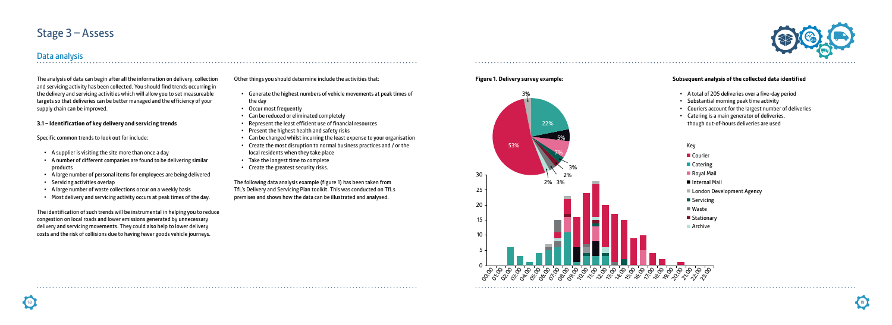# Stage 3 – Assess

## Data analysis

The analysis of data can begin after all the information on delivery, collection and servicing activity has been collected. You should find trends occurring in the delivery and servicing activities which will allow you to set measureable targets so that deliveries can be better managed and the efficiency of your supply chain can be improved.

### 3.1 – Identification of key delivery and servicing trends

Specific common trends to look out for include:

- A supplier is visiting the site more than once a day
- A number of different companies are found to be delivering similar products
- A large number of personal items for employees are being delivered
- Servicing activities overlap
- A large number of waste collections occur on a weekly basis
- Most delivery and servicing activity occurs at peak times of the day.

The identification of such trends will be instrumental in helping you to reduce congestion on local roads and lower emissions generated by unnecessary delivery and servicing movements. They could also help to lower delivery costs and the risk of collisions due to having fewer goods vehicle journeys.

Other things you should determine include the activities that:

- Generate the highest numbers of vehicle movements at peak times of the day
- Occur most frequently
- Can be reduced or eliminated completely
- Represent the least efficient use of financial resources
- Present the highest health and safety risks
- Can be changed whilst incurring the least expense to your organisation
- Create the most disruption to normal business practices and / or the local residents when they take place
- Take the longest time to complete
- Create the greatest security risks.

The following data analysis example (figure 1) has been taken from TfL's Delivery and Servicing Plan toolkit. This was conducted on TfLs premises and shows how the data can be illustrated and analysed.

**Figure 1. Delivery survey example:**

Key: Courier, Catering, Royal Mail, Internal Mail, London Development Agency, Servicing, Waste, Stationary, Archive

**Subsequent analysis of the collected data identified**

- A total of 205 deliveries over a five-day period
- Substantial morning peak time activity
- Couriers account for the largest number of deliveries
- Catering is a main generator of deliveries, though out-of-hours deliveries are used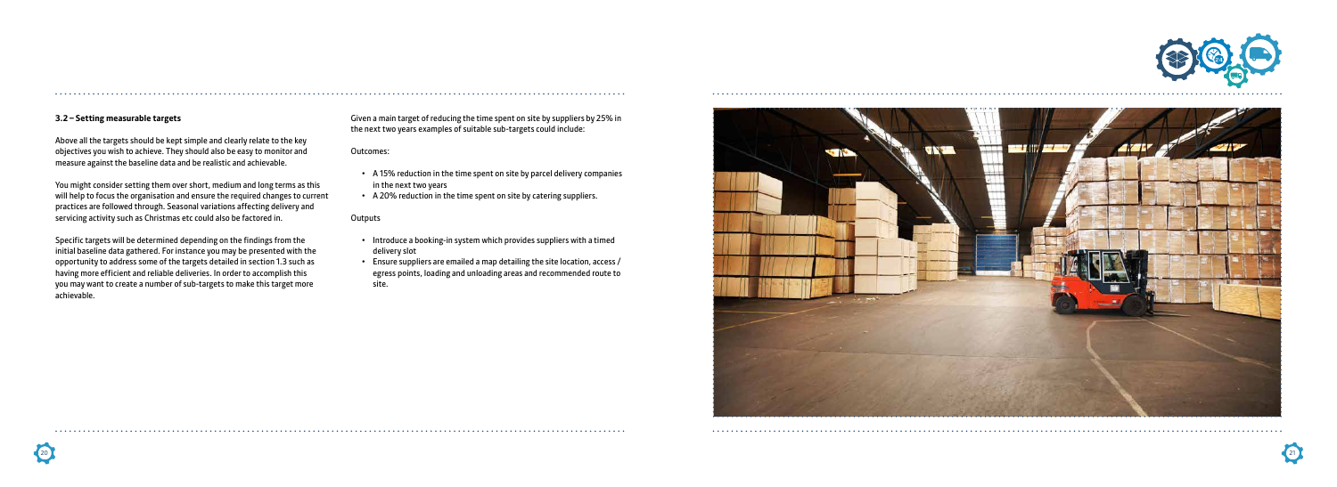### 3.2 – Setting measurable targets

Above all the targets should be kept simple and clearly relate to the key objectives you wish to achieve. They should also be easy to monitor and measure against the baseline data and be realistic and achievable.

You might consider setting them over short, medium and long terms as this will help to focus the organisation and ensure the required changes to current practices are followed through. Seasonal variations affecting delivery and servicing activity such as Christmas etc could also be factored in.

Specific targets will be determined depending on the findings from the initial baseline data gathered. For instance you may be presented with the opportunity to address some of the targets detailed in section 1.3 such as having more efficient and reliable deliveries. In order to accomplish this you may want to create a number of sub-targets to make this target more achievable.

Given a main target of reducing the time spent on site by suppliers by 25% in the next two years examples of suitable sub-targets could include:

Outcomes:

- A 15% reduction in the time spent on site by parcel delivery companies in the next two years
- A 20% reduction in the time spent on site by catering suppliers.

Outputs

- Introduce a booking-in system which provides suppliers with a timed delivery slot
- Ensure suppliers are emailed a map detailing the site location, access / egress points, loading and unloading areas and recommended route to site.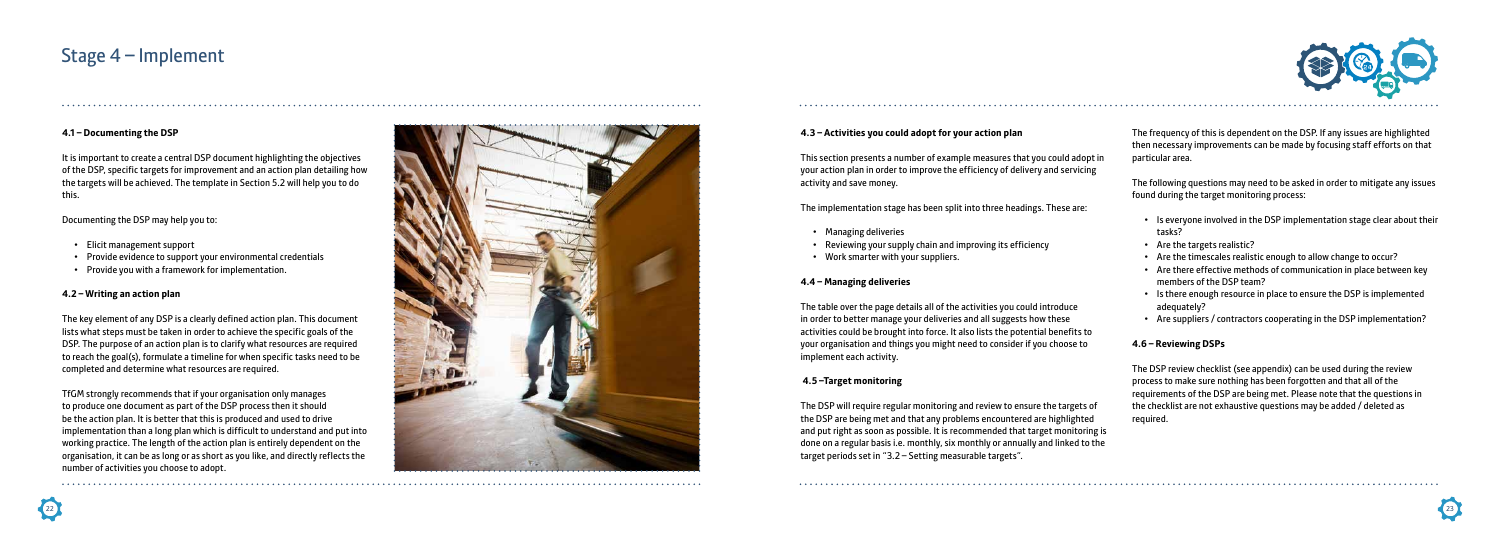# Stage 4 – Implement

#### 4.1 – Documenting the DSP

It is important to create a central DSP document highlighting the objectives of the DSP, specific targets for improvement and an action plan detailing how the targets will be achieved. The template in Section 5.2 will help you to do this.

Documenting the DSP may help you to:

- Elicit management support
- Provide evidence to support your environmental credentials
- Provide you with a framework for implementation.

#### 4.2 – Writing an action plan

The key element of any DSP is a clearly defined action plan. This document lists what steps must be taken in order to achieve the specific goals of the DSP. The purpose of an action plan is to clarify what resources are required to reach the goal(s), formulate a timeline for when specific tasks need to be completed and determine what resources are required.

TfGM strongly recommends that if your organisation only manages to produce one document as part of the DSP process then it should be the action plan. It is better that this is produced and used to drive implementation than a long plan which is difficult to understand and put into working practice. The length of the action plan is entirely dependent on the organisation, it can be as long or as short as you like, and directly reflects the number of activities you choose to adopt.

#### 4.3 – Activities you could adopt for your action plan

This section presents a number of example measures that you could adopt in your action plan in order to improve the efficiency of delivery and servicing activity and save money.

The implementation stage has been split into three headings. These are:

- Managing deliveries
- Reviewing your supply chain and improving its efficiency
- Work smarter with your suppliers.

#### 4.4 – Managing deliveries

The table over the page details all of the activities you could introduce in order to better manage your deliveries and all suggests how these activities could be brought into force. It also lists the potential benefits to your organisation and things you might need to consider if you choose to implement each activity.

#### 4.5 –Target monitoring

The DSP will require regular monitoring and review to ensure the targets of the DSP are being met and that any problems encountered are highlighted and put right as soon as possible. It is recommended that target monitoring is done on a regular basis i.e. monthly, six monthly or annually and linked to the target periods set in "3.2 – Setting measurable targets".

The frequency of this is dependent on the DSP. If any issues are highlighted then necessary improvements can be made by focusing staff efforts on that particular area.

The following questions may need to be asked in order to mitigate any issues found during the target monitoring process:

- Is everyone involved in the DSP implementation stage clear about their tasks?
- Are the targets realistic?
- Are the timescales realistic enough to allow change to occur?
- Are there effective methods of communication in place between key members of the DSP team?
- Is there enough resource in place to ensure the DSP is implemented adequately?
- Are suppliers / contractors cooperating in the DSP implementation?

#### 4.6 – Reviewing DSPs

The DSP review checklist (see appendix) can be used during the review process to make sure nothing has been forgotten and that all of the requirements of the DSP are being met. Please note that the questions in the checklist are not exhaustive questions may be added / deleted as required.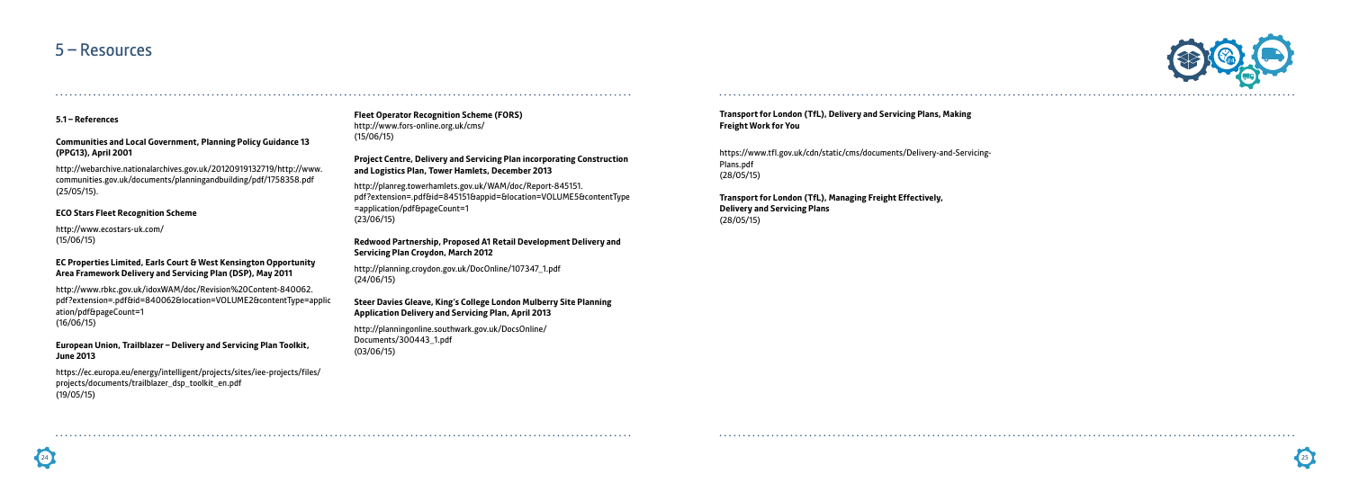# 5 – Resources

## 5.1 – References

**Communities and Local Government, Planning Policy Guidance 13 (PPG13), April 2001**

http://webarchive.nationalarchives.gov.uk/20120919132719/http://www.communities.gov.uk/documents/planningandbuilding/pdf/1758358.pdf
(25/05/15).

**ECO Stars Fleet Recognition Scheme**

http://www.ecostars-uk.com/
(15/06/15)

**EC Properties Limited, Earls Court & West Kensington Opportunity Area Framework Delivery and Servicing Plan (DSP), May 2011**

http://www.rbkc.gov.uk/idoxWAM/doc/Revision%20Content-840062.pdf?extension=.pdf&id=840062&location=VOLUME2&contentType=application/pdf&pageCount=1
(16/06/15)

**European Union, Trailblazer – Delivery and Servicing Plan Toolkit, June 2013**

https://ec.europa.eu/energy/intelligent/projects/sites/iee-projects/files/projects/documents/trailblazer_dsp_toolkit_en.pdf
(19/05/15)

**Fleet Operator Recognition Scheme (FORS)**
http://www.fors-online.org.uk/cms/
(15/06/15)

**Project Centre, Delivery and Servicing Plan incorporating Construction and Logistics Plan, Tower Hamlets, December 2013**

http://planreg.towerhamlets.gov.uk/WAM/doc/Report-845151.pdf?extension=.pdf&id=845151&appid=&location=VOLUME5&contentType=application/pdf&pageCount=1
(23/06/15)

**Redwood Partnership, Proposed A1 Retail Development Delivery and Servicing Plan Croydon, March 2012**

http://planning.croydon.gov.uk/DocOnline/107347_1.pdf
(24/06/15)

**Steer Davies Gleave, King's College London Mulberry Site Planning Application Delivery and Servicing Plan, April 2013**

http://planningonline.southwark.gov.uk/DocsOnline/Documents/300443_1.pdf
(03/06/15)

**Transport for London (TfL), Delivery and Servicing Plans, Making Freight Work for You**

https://www.tfl.gov.uk/cdn/static/cms/documents/Delivery-and-Servicing-Plans.pdf
(28/05/15)

**Transport for London (TfL), Managing Freight Effectively, Delivery and Servicing Plans**
(28/05/15)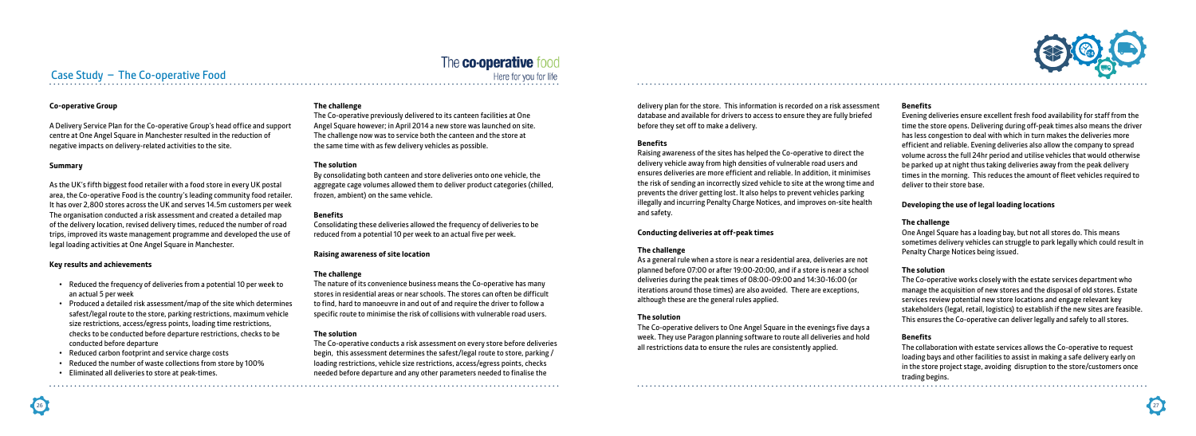# Case Study – The Co-operative Food

## Co-operative Group

A Delivery Service Plan for the Co-operative Group's head office and support centre at One Angel Square in Manchester resulted in the reduction of negative impacts on delivery-related activities to the site.

### Summary

As the UK's fifth biggest food retailer with a food store in every UK postal area, the Co-operative Food is the country's leading community food retailer. It has over 2,800 stores across the UK and serves 14.5m customers per week. The organisation conducted a risk assessment and created a detailed map of the delivery location, revised delivery times, reduced the number of road trips, improved its waste management programme and developed the use of legal loading activities at One Angel Square in Manchester.

### Key results and achievements

- Reduced the frequency of deliveries from a potential 10 per week to an actual 5 per week
- Produced a detailed risk assessment/map of the site which determines safest/legal route to the store, parking restrictions, maximum vehicle size restrictions, access/egress points, loading time restrictions, checks to be conducted before departure restrictions, checks to be conducted before departure
- Reduced carbon footprint and service charge costs
- Reduced the number of waste collections from store by 100%
- Eliminated all deliveries to store at peak-times.

### The challenge

The Co-operative previously delivered to its canteen facilities at One Angel Square however; in April 2014 a new store was launched on site. The challenge now was to service both the canteen and the store at the same time with as few delivery vehicles as possible.

### The solution

By consolidating both canteen and store deliveries onto one vehicle, the aggregate cage volumes allowed them to deliver product categories (chilled, frozen, ambient) on the same vehicle.

### Benefits

Consolidating these deliveries allowed the frequency of deliveries to be reduced from a potential 10 per week to an actual five per week.

## Raising awareness of site location

### The challenge

The nature of its convenience business means the Co-operative has many stores in residential areas or near schools. The stores can often be difficult to find, hard to manoeuvre in and out of and require the driver to follow a specific route to minimise the risk of collisions with vulnerable road users.

### The solution

The Co-operative conducts a risk assessment on every store before deliveries begin, this assessment determines the safest/legal route to store, parking / loading restrictions, vehicle size restrictions, access/egress points, checks needed before departure and any other parameters needed to finalise the delivery plan for the store. This information is recorded on a risk assessment database and available for drivers to access to ensure they are fully briefed before they set off to make a delivery.

### Benefits

Raising awareness of the sites has helped the Co-operative to direct the delivery vehicle away from high densities of vulnerable road users and ensures deliveries are more efficient and reliable. In addition, it minimises the risk of sending an incorrectly sized vehicle to site at the wrong time and prevents the driver getting lost. It also helps to prevent vehicles parking illegally and incurring Penalty Charge Notices, and improves on-site health and safety.

## Conducting deliveries at off-peak times

### The challenge

As a general rule when a store is near a residential area, deliveries are not planned before 07:00 or after 19:00-20:00, and if a store is near a school deliveries during the peak times of 08:00-09:00 and 14:30-16:00 (or iterations around those times) are also avoided. There are exceptions, although these are the general rules applied.

### The solution

The Co-operative delivers to One Angel Square in the evenings five days a week. They use Paragon planning software to route all deliveries and hold all restrictions data to ensure the rules are consistently applied.

### Benefits

Evening deliveries ensure excellent fresh food availability for staff from the time the store opens. Delivering during off-peak times also means the driver has less congestion to deal with which in turn makes the deliveries more efficient and reliable. Evening deliveries also allow the company to spread volume across the full 24hr period and utilise vehicles that would otherwise be parked up at night thus taking deliveries away from the peak delivery times in the morning. This reduces the amount of fleet vehicles required to deliver to their store base.

## Developing the use of legal loading locations

### The challenge

One Angel Square has a loading bay, but not all stores do. This means sometimes delivery vehicles can struggle to park legally which could result in Penalty Charge Notices being issued.

### The solution

The Co-operative works closely with the estate services department who manage the acquisition of new stores and the disposal of old stores. Estate services review potential new store locations and engage relevant key stakeholders (legal, retail, logistics) to establish if the new sites are feasible. This ensures the Co-operative can deliver legally and safely to all stores.

### Benefits

The collaboration with estate services allows the Co-operative to request loading bays and other facilities to assist in making a safe delivery early on in the store project stage, avoiding disruption to the store/customers once trading begins.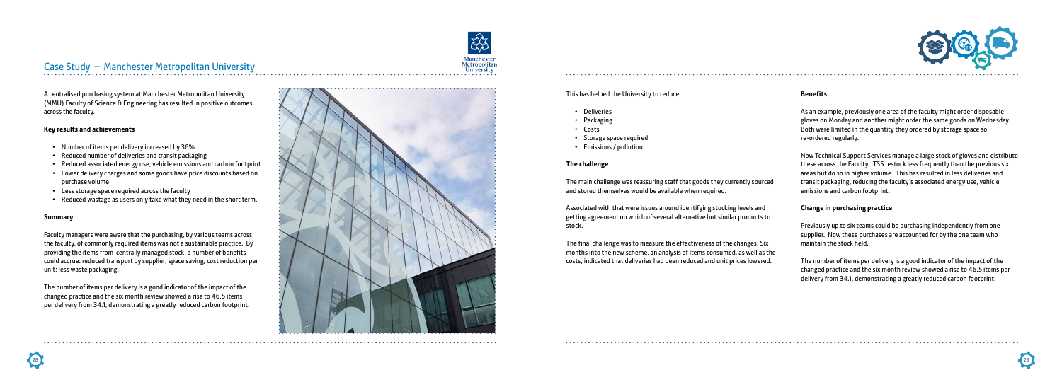## Case Study – Manchester Metropolitan University

A centralised purchasing system at Manchester Metropolitan University (MMU) Faculty of Science & Engineering has resulted in positive outcomes across the faculty.

**Key results and achievements**

- Number of items per delivery increased by 36%
- Reduced number of deliveries and transit packaging
- Reduced associated energy use, vehicle emissions and carbon footprint
- Lower delivery charges and some goods have price discounts based on purchase volume
- Less storage space required across the faculty
- Reduced wastage as users only take what they need in the short term.

**Summary**

Faculty managers were aware that the purchasing, by various teams across the faculty, of commonly required items was not a sustainable practice. By providing the items from centrally managed stock, a number of benefits could accrue: reduced transport by supplier; space saving; cost reduction per unit; less waste packaging.

The number of items per delivery is a good indicator of the impact of the changed practice and the six month review showed a rise to 46.5 items per delivery from 34.1, demonstrating a greatly reduced carbon footprint.

This has helped the University to reduce:

- Deliveries
- Packaging
- Costs
- Storage space required
- Emissions / pollution.

**The challenge**

The main challenge was reassuring staff that goods they currently sourced and stored themselves would be available when required.

Associated with that were issues around identifying stocking levels and getting agreement on which of several alternative but similar products to stock.

The final challenge was to measure the effectiveness of the changes. Six months into the new scheme, an analysis of items consumed, as well as the costs, indicated that deliveries had been reduced and unit prices lowered.

**Benefits**

As an example, previously one area of the faculty might order disposable gloves on Monday and another might order the same goods on Wednesday. Both were limited in the quantity they ordered by storage space so re-ordered regularly.

Now Technical Support Services manage a large stock of gloves and distribute these across the Faculty. TSS restock less frequently than the previous six areas but do so in higher volume. This has resulted in less deliveries and transit packaging, reducing the faculty's associated energy use, vehicle emissions and carbon footprint.

**Change in purchasing practice**

Previously up to six teams could be purchasing independently from one supplier. Now these purchases are accounted for by the one team who maintain the stock held.

The number of items per delivery is a good indicator of the impact of the changed practice and the six month review showed a rise to 46.5 items per delivery from 34.1, demonstrating a greatly reduced carbon footprint.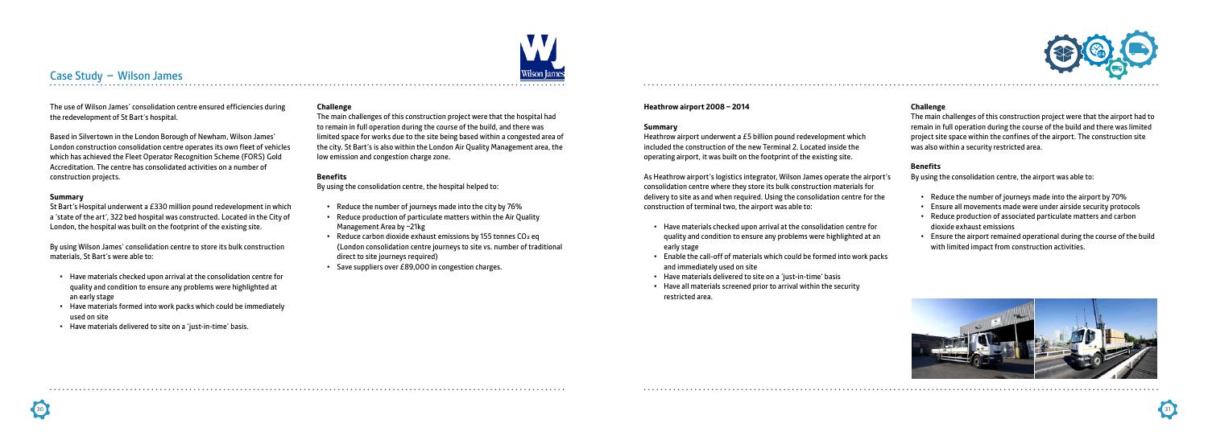## Case Study – Wilson James

The use of Wilson James' consolidation centre ensured efficiencies during the redevelopment of St Bart's hospital.

Based in Silvertown in the London Borough of Newham, Wilson James' London construction consolidation centre operates its own fleet of vehicles which has achieved the Fleet Operator Recognition Scheme (FORS) Gold Accreditation. The centre has consolidated activities on a number of construction projects.

### Summary

St Bart's Hospital underwent a £330 million pound redevelopment in which a 'state of the art', 322 bed hospital was constructed. Located in the City of London, the hospital was built on the footprint of the existing site.

By using Wilson James' consolidation centre to store its bulk construction materials, St Bart's were able to:

- Have materials checked upon arrival at the consolidation centre for quality and condition to ensure any problems were highlighted at an early stage
- Have materials formed into work packs which could be immediately used on site
- Have materials delivered to site on a 'just-in-time' basis.

### Challenge

The main challenges of this construction project were that the hospital had to remain in full operation during the course of the build, and there was limited space for works due to the site being based within a congested area of the city. St Bart's is also within the London Air Quality Management area, the low emission and congestion charge zone.

### Benefits

By using the consolidation centre, the hospital helped to:

- Reduce the number of journeys made into the city by 76%
- Reduce production of particulate matters within the Air Quality Management Area by ~21kg
- Reduce carbon dioxide exhaust emissions by 155 tonnes $CO_2$ eq (London consolidation centre journeys to site vs. number of traditional direct to site journeys required)
- Save suppliers over £89,000 in congestion charges.

### Heathrow airport 2008 – 2014

### Summary

Heathrow airport underwent a £5 billion pound redevelopment which included the construction of the new Terminal 2. Located inside the operating airport, it was built on the footprint of the existing site.

As Heathrow airport's logistics integrator, Wilson James operate the airport's consolidation centre where they store its bulk construction materials for delivery to site as and when required. Using the consolidation centre for the construction of terminal two, the airport was able to:

- Have materials checked upon arrival at the consolidation centre for quality and condition to ensure any problems were highlighted at an early stage
- Enable the call-off of materials which could be formed into work packs and immediately used on site
- Have materials delivered to site on a 'just-in-time' basis
- Have all materials screened prior to arrival within the security restricted area.

### Challenge

The main challenges of this construction project were that the airport had to remain in full operation during the course of the build and there was limited project site space within the confines of the airport. The construction site was also within a security restricted area.

### Benefits

By using the consolidation centre, the airport was able to:

- Reduce the number of journeys made into the airport by 70%
- Ensure all movements made were under airside security protocols
- Reduce production of associated particulate matters and carbon dioxide exhaust emissions
- Ensure the airport remained operational during the course of the build with limited impact from construction activities.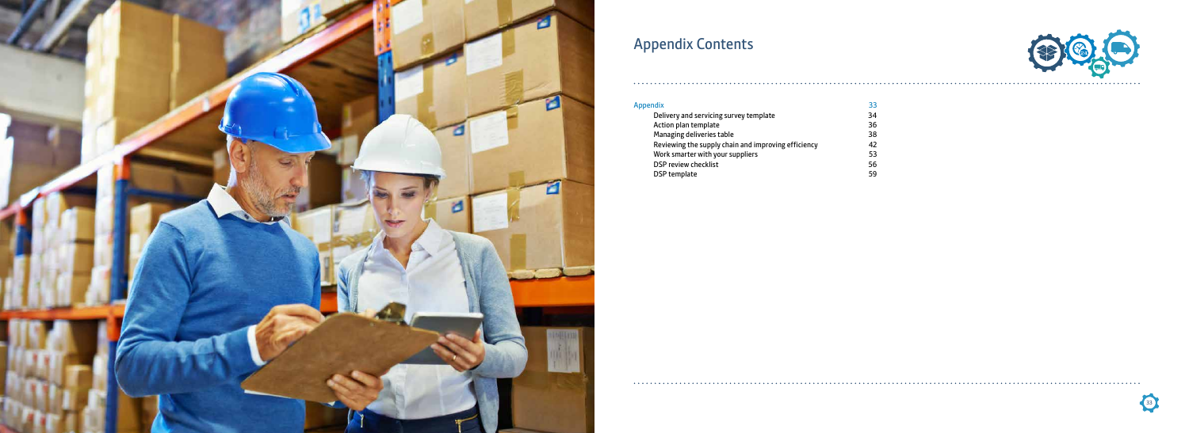# Appendix Contents

| | |
|---|---|
| Appendix | 33 |
| Delivery and servicing survey template | 34 |
| Action plan template | 36 |
| Managing deliveries table | 38 |
| Reviewing the supply chain and improving efficiency | 42 |
| Work smarter with your suppliers | 53 |
| DSP review checklist | 56 |
| DSP template | 59 |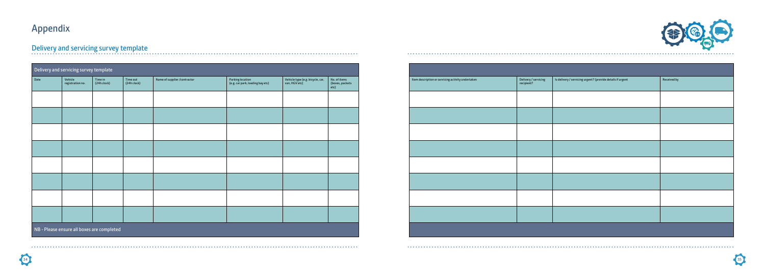# Appendix

## Delivery and servicing survey template

| Delivery and servicing survey template | | | | | | | |
|---|---|---|---|---|---|---|---|
| Date | Vehicle registration no. | Time in (24h clock) | Time out (24h clock) | Name of supplier /contractor | Parking location (e.g. car park, loading bay etc) | Vehicle type (e.g. bicycle, car, van, HGV etc) | No. of items (boxes, packets etc) |
| | | | | | | | |
| | | | | | | | |
| | | | | | | | |
| | | | | | | | |
| | | | | | | | |
| | | | | | | | |
| | | | | | | | |
| | | | | | | | |
| NB - Please ensure all boxes are completed | | | | | | | |

| Item description or servicing activity undertaken | Delivery / servicing recipient? | Is delivery / servicing urgent? (provide details if urgent | Received by |
|---|---|---|---|
| | | | |
| | | | |
| | | | |
| | | | |
| | | | |
| | | | |
| | | | |
| | | | |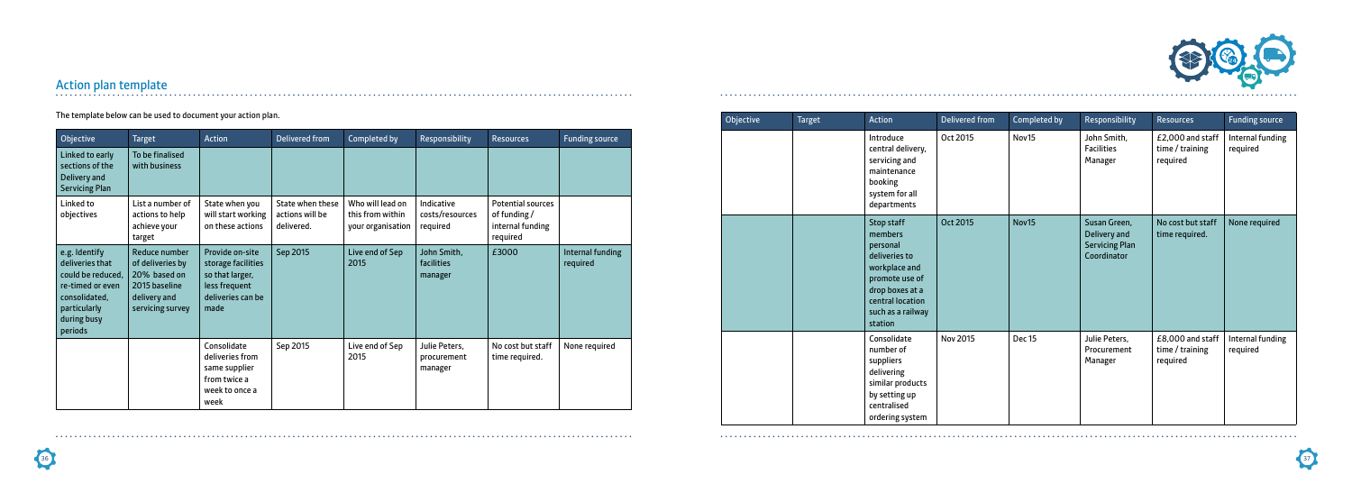## Action plan template

The template below can be used to document your action plan.

| Objective | Target | Action | Delivered from | Completed by | Responsibility | Resources | Funding source |
|---|---|---|---|---|---|---|---|
| Linked to early sections of the Delivery and Servicing Plan | To be finalised with business | | | | | | |
| Linked to objectives | List a number of actions to help achieve your target | State when you will start working on these actions | State when these actions will be delivered. | Who will lead on this from within your organisation | Indicative costs/resources required | Potential sources of funding / internal funding required | |
| e.g. Identify deliveries that could be reduced, re-timed or even consolidated, particularly during busy periods | Reduce number of deliveries by 20% based on 2015 baseline delivery and servicing survey | Provide on-site storage facilities so that larger, less frequent deliveries can be made | Sep 2015 | Live end of Sep 2015 | John Smith, facilities manager | £3000 | Internal funding required |
| | | Consolidate deliveries from same supplier from twice a week to once a week | Sep 2015 | Live end of Sep 2015 | Julie Peters, procurement manager | No cost but staff time required. | None required |

| Objective | Target | Action | Delivered from | Completed by | Responsibility | Resources | Funding source |
|---|---|---|---|---|---|---|---|
| | | Introduce central delivery, servicing and maintenance booking system for all departments | Oct 2015 | Nov15 | John Smith, Facilities Manager | £2,000 and staff time / training required | Internal funding required |
| | | Stop staff members personal deliveries to workplace and promote use of drop boxes at a central location such as a railway station | Oct 2015 | Nov15 | Susan Green, Delivery and Servicing Plan Coordinator | No cost but staff time required. | None required |
| | | Consolidate number of suppliers delivering similar products by setting up centralised ordering system | Nov 2015 | Dec 15 | Julie Peters, Procurement Manager | £8,000 and staff time / training required | Internal funding required |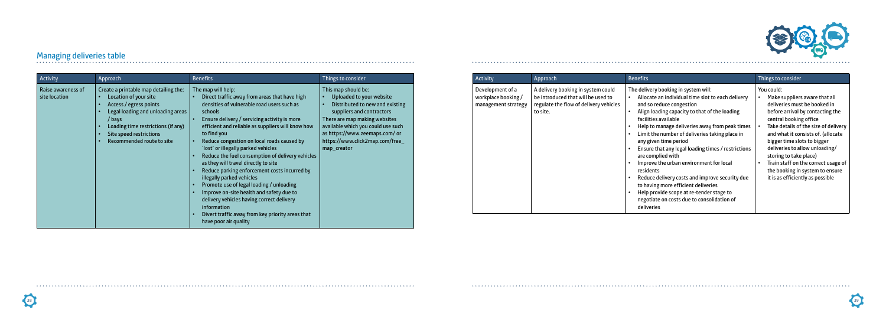## Managing deliveries table

| Activity | Approach | Benefits | Things to consider |
| --- | --- | --- | --- |
| Raise awareness of site location | Create a printable map detailing the:<br>• Location of your site<br>• Access / egress points<br>• Legal loading and unloading areas / bays<br>• Loading time restrictions (if any)<br>• Site speed restrictions<br>• Recommended route to site | The map will help:<br>• Direct traffic away from areas that have high densities of vulnerable road users such as schools<br>• Ensure delivery / servicing activity is more efficient and reliable as suppliers will know how to find you<br>• Reduce congestion on local roads caused by 'lost' or illegally parked vehicles<br>• Reduce the fuel consumption of delivery vehicles as they will travel directly to site<br>• Reduce parking enforcement costs incurred by illegally parked vehicles<br>• Promote use of legal loading / unloading<br>• Improve on-site health and safety due to delivery vehicles having correct delivery information<br>• Divert traffic away from key priority areas that have poor air quality | This map should be:<br>• Uploaded to your website<br>• Distributed to new and existing suppliers and contractors<br>There are map making websites available which you could use such as https://www.zeemaps.com/ or https://www.click2map.com/free_map_creator |
| Development of a workplace booking / management strategy | A delivery booking in system could be introduced that will be used to regulate the flow of delivery vehicles to site. | The delivery booking in system will:<br>• Allocate an individual time slot to each delivery and so reduce congestion<br>• Align loading capacity to that of the loading facilities available<br>• Help to manage deliveries away from peak times<br>• Limit the number of deliveries taking place in any given time period<br>• Ensure that any legal loading times / restrictions are complied with<br>• Improve the urban environment for local residents<br>• Reduce delivery costs and improve security due to having more efficient deliveries<br>• Help provide scope at re-tender stage to negotiate on costs due to consolidation of deliveries | You could:<br>• Make suppliers aware that all deliveries must be booked in before arrival by contacting the central booking office<br>• Take details of the size of delivery and what it consists of. (allocate bigger time slots to bigger deliveries to allow unloading/ storing to take place)<br>• Train staff on the correct usage of the booking in system to ensure it is as efficiently as possible |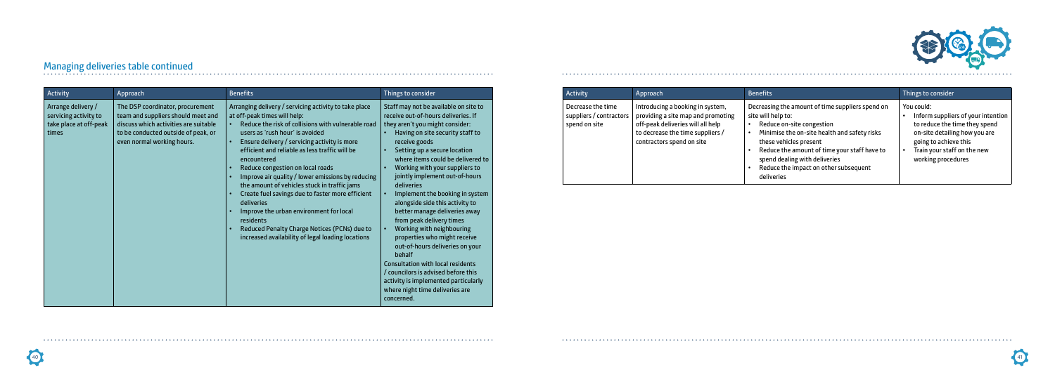## Managing deliveries table continued

| Activity | Approach | Benefits | Things to consider |
|---|---|---|---|
| Arrange delivery / servicing activity to take place at off-peak times | The DSP coordinator, procurement team and suppliers should meet and discuss which activities are suitable to be conducted outside of peak, or even normal working hours. | Arranging delivery / servicing activity to take place at off-peak times will help:<br>• Reduce the risk of collisions with vulnerable road users as 'rush hour' is avoided<br>• Ensure delivery / servicing activity is more efficient and reliable as less traffic will be encountered<br>• Reduce congestion on local roads<br>• Improve air quality / lower emissions by reducing the amount of vehicles stuck in traffic jams<br>• Create fuel savings due to faster more efficient deliveries<br>• Improve the urban environment for local residents<br>• Reduced Penalty Charge Notices (PCNs) due to increased availability of legal loading locations | Staff may not be available on site to receive out-of-hours deliveries. If they aren't you might consider:<br>• Having on site security staff to receive goods<br>• Setting up a secure location where items could be delivered to<br>• Working with your suppliers to jointly implement out-of-hours deliveries<br>• Implement the booking in system alongside side this activity to better manage deliveries away from peak delivery times<br>• Working with neighbouring properties who might receive out-of-hours deliveries on your behalf<br>Consultation with local residents / councilors is advised before this activity is implemented particularly where night time deliveries are concerned. |
| Decrease the time suppliers / contractors spend on site | Introducing a booking in system, providing a site map and promoting off-peak deliveries will all help to decrease the time suppliers / contractors spend on site | Decreasing the amount of time suppliers spend on site will help to:<br>• Reduce on-site congestion<br>• Minimise the on-site health and safety risks these vehicles present<br>• Reduce the amount of time your staff have to spend dealing with deliveries<br>• Reduce the impact on other subsequent deliveries | You could:<br>• Inform suppliers of your intention to reduce the time they spend on-site detailing how you are going to achieve this<br>• Train your staff on the new working procedures |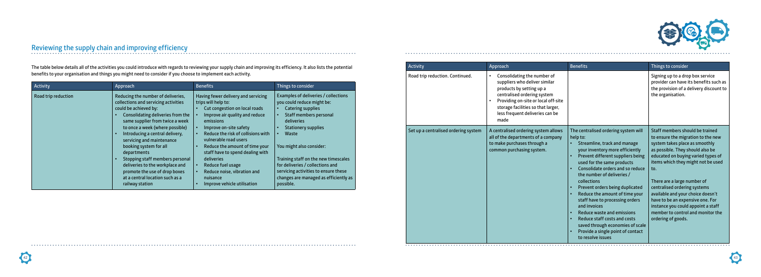## Reviewing the supply chain and improving efficiency

The table below details all of the activities you could introduce with regards to reviewing your supply chain and improving its efficiency. It also lists the potential benefits to your organisation and things you might need to consider if you choose to implement each activity.

| Activity | Approach | Benefits | Things to consider |
|---|---|---|---|
| Road trip reduction | Reducing the number of deliveries, collections and servicing activities could be achieved by:<br>• Consolidating deliveries from the same supplier from twice a week to once a week (where possible)<br>• Introducing a central delivery, servicing and maintenance booking system for all departments<br>• Stopping staff members personal deliveries to the workplace and promote the use of drop boxes at a central location such as a railway station | Having fewer delivery and servicing trips will help to:<br>• Cut congestion on local roads<br>• Improve air quality and reduce emissions<br>• Improve on-site safety<br>• Reduce the risk of collisions with vulnerable road users<br>• Reduce the amount of time your staff have to spend dealing with deliveries<br>• Reduce fuel usage<br>• Reduce noise, vibration and nuisance<br>• Improve vehicle utilisation | Examples of deliveries / collections you could reduce might be:<br>• Catering supplies<br>• Staff members personal deliveries<br>• Stationery supplies<br>• Waste<br><br>You might also consider:<br><br>Training staff on the new timescales for deliveries / collections and servicing activities to ensure these changes are managed as efficiently as possible. |
| Road trip reduction. Continued. | • Consolidating the number of suppliers who deliver similar products by setting up a centralised ordering system<br>• Providing on-site or local off-site storage facilities so that larger, less frequent deliveries can be made | | Signing up to a drop box service provider can have its benefits such as the provision of a delivery discount to the organisation. |
| Set up a centralised ordering system | A centralised ordering system allows all of the departments of a company to make purchases through a common purchasing system. | The centralised ordering system will help to:<br>• Streamline, track and manage your inventory more efficiently<br>• Prevent different suppliers being used for the same products<br>• Consolidate orders and so reduce the number of deliveries / collections<br>• Prevent orders being duplicated<br>• Reduce the amount of time your staff have to processing orders and invoices<br>• Reduce waste and emissions<br>• Reduce staff costs and costs saved through economies of scale<br>• Provide a single point of contact to resolve issues | Staff members should be trained to ensure the migration to the new system takes place as smoothly as possible. They should also be educated on buying varied types of items which they might not be used to.<br><br>There are a large number of centralised ordering systems available and your choice doesn't have to be an expensive one. For instance you could appoint a staff member to control and monitor the ordering of goods. |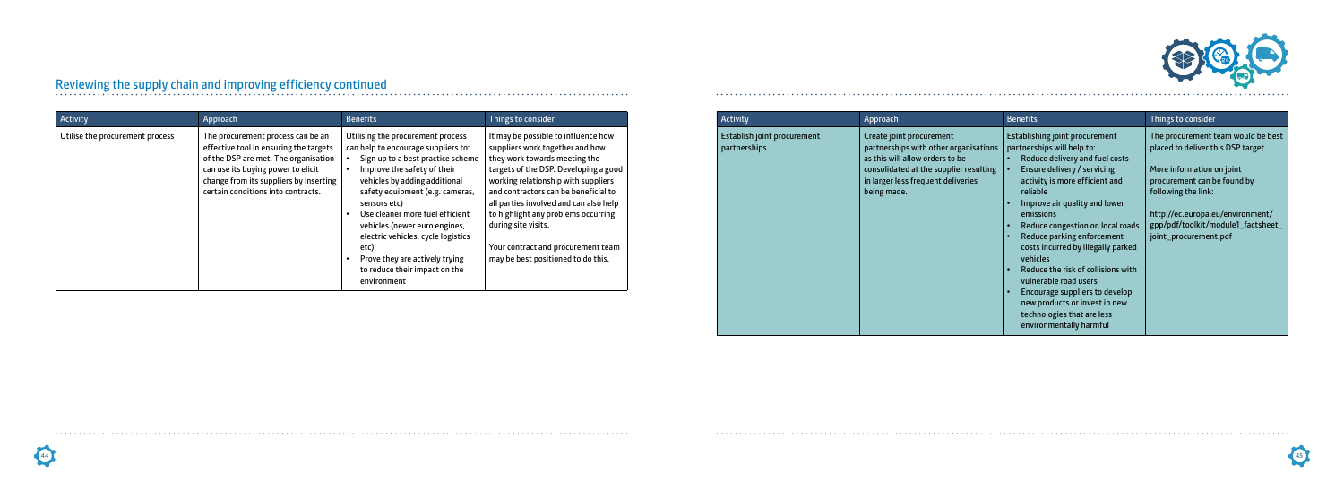## Reviewing the supply chain and improving efficiency continued

| Activity | Approach | Benefits | Things to consider |
|---|---|---|---|
| Utilise the procurement process | The procurement process can be an effective tool in ensuring the targets of the DSP are met. The organisation can use its buying power to elicit change from its suppliers by inserting certain conditions into contracts. | Utilising the procurement process can help to encourage suppliers to:<br>• Sign up to a best practice scheme<br>• Improve the safety of their vehicles by adding additional safety equipment (e.g. cameras, sensors etc)<br>• Use cleaner more fuel efficient vehicles (newer euro engines, electric vehicles, cycle logistics etc)<br>• Prove they are actively trying to reduce their impact on the environment | It may be possible to influence how suppliers work together and how they work towards meeting the targets of the DSP. Developing a good working relationship with suppliers and contractors can be beneficial to all parties involved and can also help to highlight any problems occurring during site visits.<br><br>Your contract and procurement team may be best positioned to do this. |
| Establish joint procurement partnerships | Create joint procurement partnerships with other organisations as this will allow orders to be consolidated at the supplier resulting in larger less frequent deliveries being made. | Establishing joint procurement partnerships will help to:<br>• Reduce delivery and fuel costs<br>• Ensure delivery / servicing activity is more efficient and reliable<br>• Improve air quality and lower emissions<br>• Reduce congestion on local roads<br>• Reduce parking enforcement costs incurred by illegally parked vehicles<br>• Reduce the risk of collisions with vulnerable road users<br>• Encourage suppliers to develop new products or invest in new technologies that are less environmentally harmful | The procurement team would be best placed to deliver this DSP target.<br><br>More information on joint procurement can be found by following the link:<br><br>http://ec.europa.eu/environment/gpp/pdf/toolkit/module1_factsheet_joint_procurement.pdf |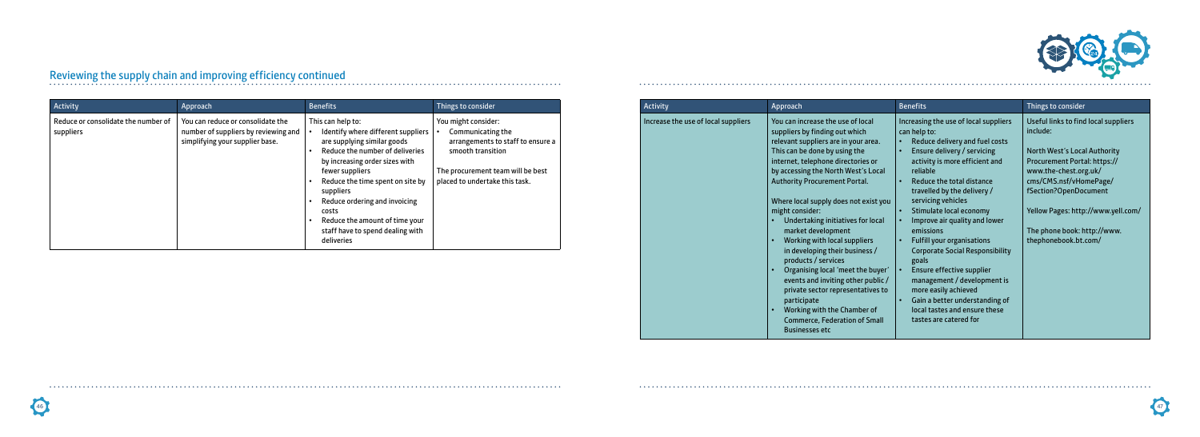## Reviewing the supply chain and improving efficiency continued

| Activity | Approach | Benefits | Things to consider |
|---|---|---|---|
| Reduce or consolidate the number of suppliers | You can reduce or consolidate the number of suppliers by reviewing and simplifying your supplier base. | This can help to:<br>• Identify where different suppliers are supplying similar goods<br>• Reduce the number of deliveries by increasing order sizes with fewer suppliers<br>• Reduce the time spent on site by suppliers<br>• Reduce ordering and invoicing costs<br>• Reduce the amount of time your staff have to spend dealing with deliveries | You might consider:<br>• Communicating the arrangements to staff to ensure a smooth transition<br><br>The procurement team will be best placed to undertake this task. |

| Activity | Approach | Benefits | Things to consider |
|---|---|---|---|
| Increase the use of local suppliers | You can increase the use of local suppliers by finding out which relevant suppliers are in your area. This can be done by using the internet, telephone directories or by accessing the North West's Local Authority Procurement Portal.<br><br>Where local supply does not exist you might consider:<br>• Undertaking initiatives for local market development<br>• Working with local suppliers in developing their business / products / services<br>• Organising local 'meet the buyer' events and inviting other public / private sector representatives to participate<br>• Working with the Chamber of Commerce, Federation of Small Businesses etc | Increasing the use of local suppliers can help to:<br>• Reduce delivery and fuel costs<br>• Ensure delivery / servicing activity is more efficient and reliable<br>• Reduce the total distance travelled by the delivery / servicing vehicles<br>• Stimulate local economy<br>• Improve air quality and lower emissions<br>• Fulfill your organisations Corporate Social Responsibility goals<br>• Ensure effective supplier management / development is more easily achieved<br>• Gain a better understanding of local tastes and ensure these tastes are catered for | Useful links to find local suppliers include:<br><br>North West's Local Authority Procurement Portal: https://www.the-chest.org.uk/cms/CMS.nsf/vHomePage/fSection?OpenDocument<br><br>Yellow Pages: http://www.yell.com/<br><br>The phone book: http://www.thephonebook.bt.com/ |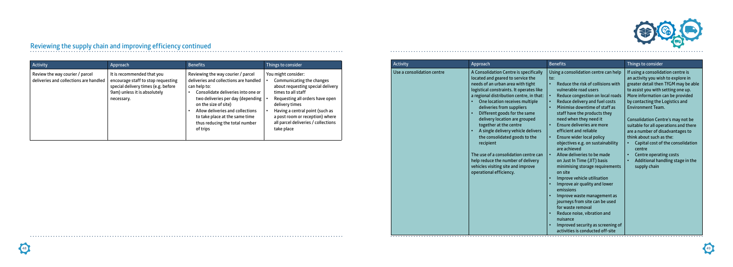## Reviewing the supply chain and improving efficiency continued

| Activity | Approach | Benefits | Things to consider |
| --- | --- | --- | --- |
| Review the way courier / parcel deliveries and collections are handled | It is recommended that you encourage staff to stop requesting special delivery times (e.g. before 9am) unless it is absolutely necessary. | Reviewing the way courier / parcel deliveries and collections are handled can help to:<br>• Consolidate deliveries into one or two deliveries per day (depending on the size of site)<br>• Allow deliveries and collections to take place at the same time thus reducing the total number of trips | You might consider:<br>• Communicating the changes about requesting special delivery times to all staff<br>• Requesting all orders have open delivery times<br>• Having a central point (such as a post room or reception) where all parcel deliveries / collections take place |

| Activity | Approach | Benefits | Things to consider |
| --- | --- | --- | --- |
| Use a consolidation centre | A Consolidation Centre is specifically located and geared to service the needs of an urban area with tight logistical constraints. It operates like a regional distribution centre, in that:<br>• One location receives multiple deliveries from suppliers<br>• Different goods for the same delivery location are grouped together at the centre<br>• A single delivery vehicle delivers the consolidated goods to the recipient<br><br>The use of a consolidation centre can help reduce the number of delivery vehicles visiting site and improve operational efficiency. | Using a consolidation centre can help to:<br>• Reduce the risk of collisions with vulnerable road users<br>• Reduce congestion on local roads<br>• Reduce delivery and fuel costs<br>• Minimise downtime of staff as staff have the products they need when they need it<br>• Ensure deliveries are more efficient and reliable<br>• Ensure wider local policy objectives e.g. on sustainability are achieved<br>• Allow deliveries to be made on Just In Time (JIT) basis minimising storage requirements on site<br>• Improve vehicle utilisation<br>• Improve air quality and lower emissions<br>• Improve waste management as journeys from site can be used for waste removal<br>• Reduce noise, vibration and nuisance<br>• Improved security as screening of activities is conducted off-site | If using a consolidation centre is an activity you wish to explore in greater detail then TfGM may be able to assist you with setting one up. More information can be provided by contacting the Logistics and Environment Team.<br><br>Consolidation Centre's may not be suitable for all operations and there are a number of disadvantages to think about such as the:<br>• Capital cost of the consolidation centre<br>• Centre operating costs<br>• Additional handling stage in the supply chain |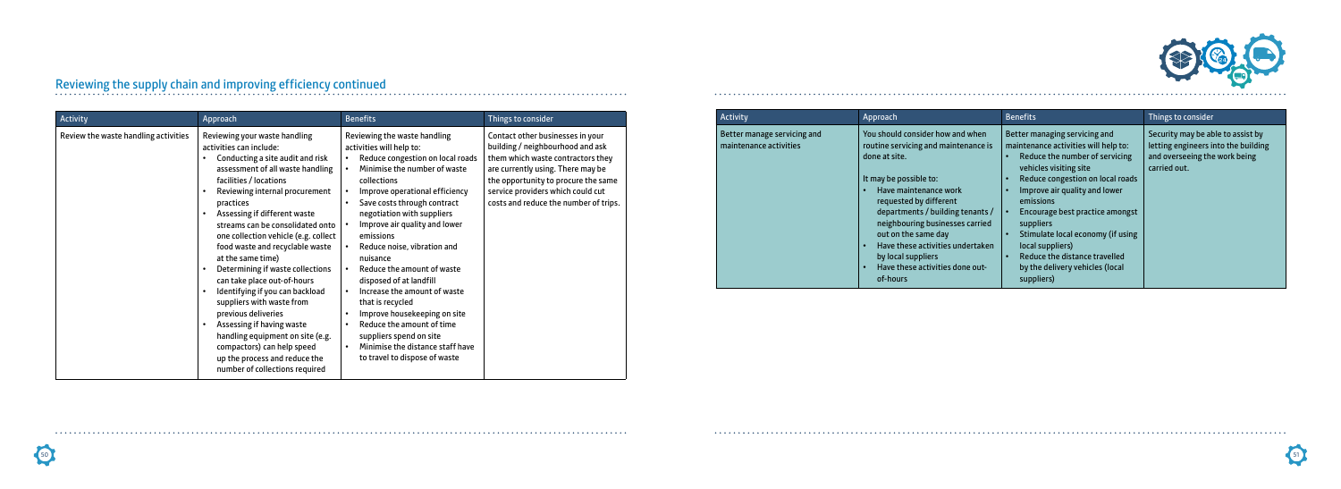## Reviewing the supply chain and improving efficiency continued

| Activity | Approach | Benefits | Things to consider |
|---|---|---|---|
| Review the waste handling activities | Reviewing your waste handling activities can include:<br>• Conducting a site audit and risk assessment of all waste handling facilities / locations<br>• Reviewing internal procurement practices<br>• Assessing if different waste streams can be consolidated onto one collection vehicle (e.g. collect food waste and recyclable waste at the same time)<br>• Determining if waste collections can take place out-of-hours<br>• Identifying if you can backload suppliers with waste from previous deliveries<br>• Assessing if having waste handling equipment on site (e.g. compactors) can help speed up the process and reduce the number of collections required | Reviewing the waste handling activities will help to:<br>• Reduce congestion on local roads<br>• Minimise the number of waste collections<br>• Improve operational efficiency<br>• Save costs through contract negotiation with suppliers<br>• Improve air quality and lower emissions<br>• Reduce noise, vibration and nuisance<br>• Reduce the amount of waste disposed of at landfill<br>• Increase the amount of waste that is recycled<br>• Improve housekeeping on site<br>• Reduce the amount of time suppliers spend on site<br>• Minimise the distance staff have to travel to dispose of waste | Contact other businesses in your building / neighbourhood and ask them which waste contractors they are currently using. There may be the opportunity to procure the same service providers which could cut costs and reduce the number of trips. |
| Better manage servicing and maintenance activities | You should consider how and when routine servicing and maintenance is done at site.<br><br>It may be possible to:<br>• Have maintenance work requested by different departments / building tenants / neighbouring businesses carried out on the same day<br>• Have these activities undertaken by local suppliers<br>• Have these activities done out-of-hours | Better managing servicing and maintenance activities will help to:<br>• Reduce the number of servicing vehicles visiting site<br>• Reduce congestion on local roads<br>• Improve air quality and lower emissions<br>• Encourage best practice amongst suppliers<br>• Stimulate local economy (if using local suppliers)<br>• Reduce the distance travelled by the delivery vehicles (local suppliers) | Security may be able to assist by letting engineers into the building and overseeing the work being carried out. |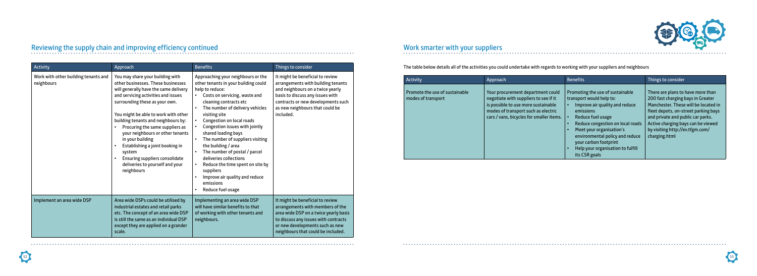## Reviewing the supply chain and improving efficiency continued

| Activity | Approach | Benefits | Things to consider |
|---|---|---|---|
| Work with other building tenants and neighbours | You may share your building with other businesses. These businesses will generally have the same delivery and servicing activities and issues surrounding these as your own.<br><br>You might be able to work with other building tenants and neighbours by:<br>• Procuring the same suppliers as your neighbours or other tenants in your building<br>• Establishing a joint booking in system<br>• Ensuring suppliers consolidate deliveries to yourself and your neighbours | Approaching your neighbours or the other tenants in your building could help to reduce:<br>• Costs on servicing, waste and cleaning contracts etc<br>• The number of delivery vehicles visiting site<br>• Congestion on local roads<br>• Congestion issues with jointly shared loading bays<br>• The number of suppliers visiting the building / area<br>• The number of postal / parcel deliveries collections<br>• Reduce the time spent on site by suppliers<br>• Improve air quality and reduce emissions<br>• Reduce fuel usage | It might be beneficial to review arrangements with building tenants and neighbours on a twice yearly basis to discuss any issues with contracts or new developments such as new neighbours that could be included. |
| Implement an area wide DSP | Area wide DSPs could be utilised by industrial estates and retail parks etc. The concept of an area wide DSP is still the same as an individual DSP except they are applied on a grander scale. | Implementing an area wide DSP will have similar benefits to that of working with other tenants and neighbours. | It might be beneficial to review arrangements with members of the area wide DSP on a twice yearly basis to discuss any issues with contracts or new developments such as new neighbours that could be included. |

## Work smarter with your suppliers

The table below details all of the activities you could undertake with regards to working with your suppliers and neighbours

| Activity | Approach | Benefits | Things to consider |
|---|---|---|---|
| Promote the use of sustainable modes of transport | Your procurement department could negotiate with suppliers to see if it is possible to use more sustainable modes of transport such as electric cars / vans, bicycles for smaller items. | Promoting the use of sustainable transport would help to:<br>• Improve air quality and reduce emissions<br>• Reduce fuel usage<br>• Reduce congestion on local roads<br>• Meet your organisation's environmental policy and reduce your carbon footprint<br>• Help your organisation to fulfill its CSR goals | There are plans to have more than 200 fast charging bays in Greater Manchester. These will be located in fleet depots, on-street parking bays and private and public car parks. Active charging bays can be viewed by visiting http://ev.tfgm.com/charging.html |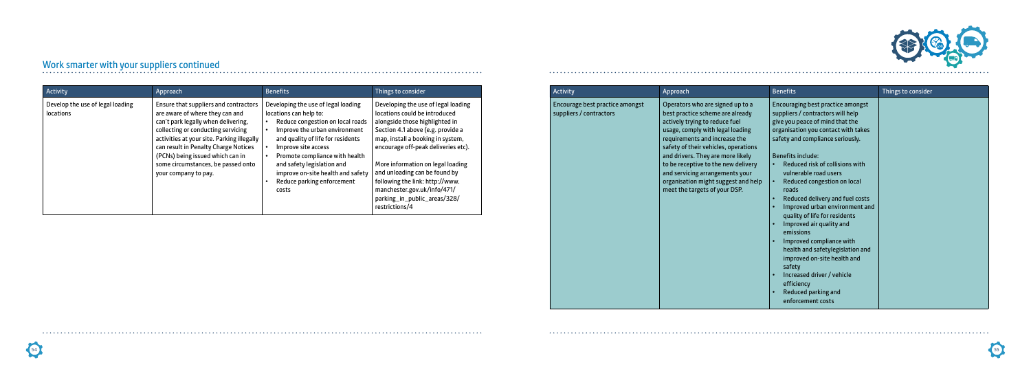## Work smarter with your suppliers continued

| Activity | Approach | Benefits | Things to consider |
| --- | --- | --- | --- |
| Develop the use of legal loading locations | Ensure that suppliers and contractors are aware of where they can and can't park legally when delivering, collecting or conducting servicing activities at your site. Parking illegally can result in Penalty Charge Notices (PCNs) being issued which can in some circumstances, be passed onto your company to pay. | Developing the use of legal loading locations can help to:<br>• Reduce congestion on local roads<br>• Improve the urban environment and quality of life for residents<br>• Improve site access<br>• Promote compliance with health and safety legislation and improve on-site health and safety<br>• Reduce parking enforcement costs | Developing the use of legal loading locations could be introduced alongside those highlighted in Section 4.1 above (e.g. provide a map, install a booking in system, encourage off-peak deliveries etc).<br><br>More information on legal loading and unloading can be found by following the link: http://www.manchester.gov.uk/info/471/parking_in_public_areas/328/restrictions/4 |
| Encourage best practice amongst suppliers / contractors | Operators who are signed up to a best practice scheme are already actively trying to reduce fuel usage, comply with legal loading requirements and increase the safety of their vehicles, operations and drivers. They are more likely to be receptive to the new delivery and servicing arrangements your organisation might suggest and help meet the targets of your DSP. | Encouraging best practice amongst suppliers / contractors will help give you peace of mind that the organisation you contact with takes safety and compliance seriously.<br><br>Benefits include:<br>• Reduced risk of collisions with vulnerable road users<br>• Reduced congestion on local roads<br>• Reduced delivery and fuel costs<br>• Improved urban environment and quality of life for residents<br>• Improved air quality and emissions<br>• Improved compliance with health and safetylegislation and improved on-site health and safety<br>• Increased driver / vehicle efficiency<br>• Reduced parking and enforcement costs | |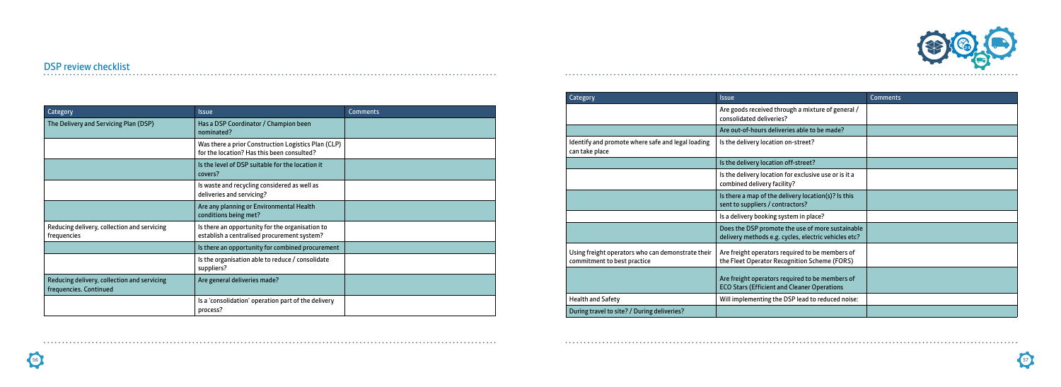## DSP review checklist

| Category | Issue | Comments |
|---|---|---|
| The Delivery and Servicing Plan (DSP) | Has a DSP Coordinator / Champion been nominated? | |
| | Was there a prior Construction Logistics Plan (CLP) for the location? Has this been consulted? | |
| | Is the level of DSP suitable for the location it covers? | |
| | Is waste and recycling considered as well as deliveries and servicing? | |
| | Are any planning or Environmental Health conditions being met? | |
| Reducing delivery, collection and servicing frequencies | Is there an opportunity for the organisation to establish a centralised procurement system? | |
| | Is there an opportunity for combined procurement | |
| | Is the organisation able to reduce / consolidate suppliers? | |
| Reducing delivery, collection and servicing frequencies. Continued | Are general deliveries made? | |
| | Is a 'consolidation' operation part of the delivery process? | |

| Category | Issue | Comments |
|---|---|---|
| | Are goods received through a mixture of general / consolidated deliveries? | |
| | Are out-of-hours deliveries able to be made? | |
| Identify and promote where safe and legal loading can take place | Is the delivery location on-street? | |
| | Is the delivery location off-street? | |
| | Is the delivery location for exclusive use or is it a combined delivery facility? | |
| | Is there a map of the delivery location(s)? Is this sent to suppliers / contractors? | |
| | Is a delivery booking system in place? | |
| | Does the DSP promote the use of more sustainable delivery methods e.g. cycles, electric vehicles etc? | |
| Using freight operators who can demonstrate their commitment to best practice | Are freight operators required to be members of the Fleet Operator Recognition Scheme (FORS) | |
| | Are freight operators required to be members of ECO Stars (Efficient and Cleaner Operations | |
| Health and Safety | Will implementing the DSP lead to reduced noise: | |
| During travel to site? / During deliveries? | | |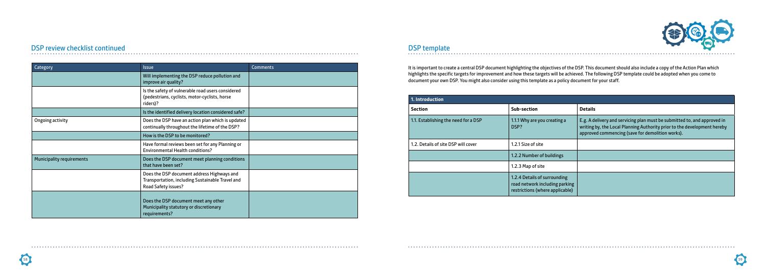## DSP review checklist continued

| Category | Issue | Comments |
| --- | --- | --- |
| | Will implementing the DSP reduce pollution and improve air quality? | |
| | Is the safety of vulnerable road users considered (pedestrians, cyclists, motor-cyclists, horse riders)? | |
| | Is the identified delivery location considered safe? | |
| Ongoing activity | Does the DSP have an action plan which is updated continually throughout the lifetime of the DSP? | |
| | How is the DSP to be monitored? | |
| | Have formal reviews been set for any Planning or Environmental Health conditions? | |
| Municipality requirements | Does the DSP document meet planning conditions that have been set? | |
| | Does the DSP document address Highways and Transportation, including Sustainable Travel and Road Safety issues? | |
| | Does the DSP document meet any other Municipality statutory or discretionary requirements? | |

## DSP template

It is important to create a central DSP document highlighting the objectives of the DSP. This document should also include a copy of the Action Plan which highlights the specific targets for improvement and how these targets will be achieved. The following DSP template could be adopted when you come to document your own DSP. You might also consider using this template as a policy document for your staff.

| 1. Introduction | | |
| --- | --- | --- |
| **Section** | **Sub-section** | **Details** |
| 1.1. Establishing the need for a DSP | 1.1.1 Why are you creating a DSP? | E.g. A delivery and servicing plan must be submitted to, and approved in writing by, the Local Planning Authority prior to the development hereby approved commencing (save for demolition works). |
| 1.2. Details of site DSP will cover | 1.2.1 Size of site | |
| | 1.2.2 Number of buildings | |
| | 1.2.3 Map of site | |
| | 1.2.4 Details of surrounding road network including parking restrictions (where applicable) | |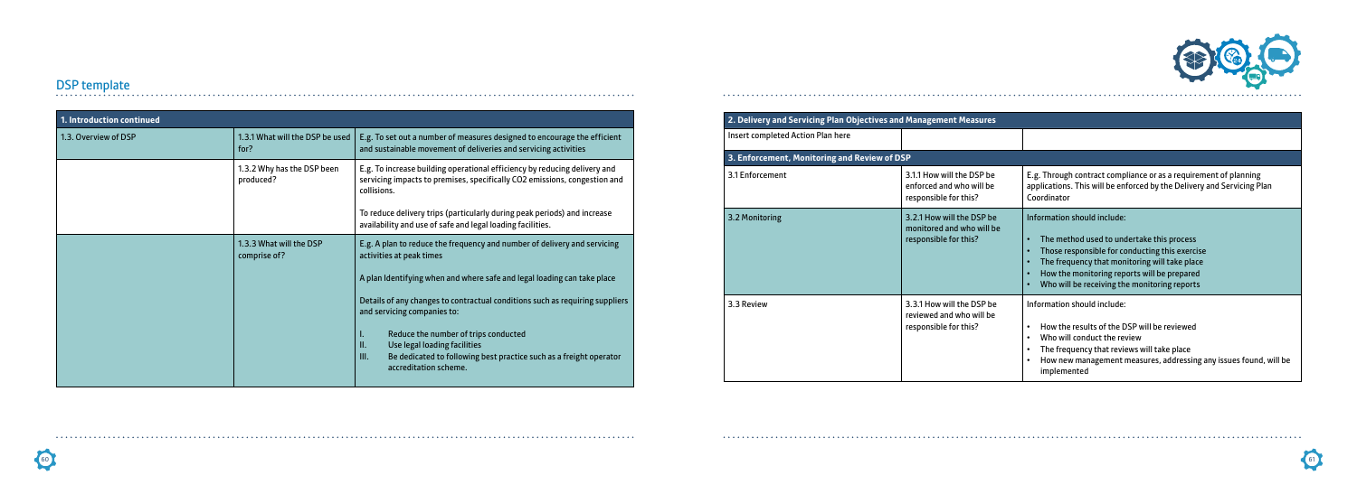## DSP template

| 1. Introduction continued | | |
|---|---|---|
| 1.3. Overview of DSP | 1.3.1 What will the DSP be used for? | E.g. To set out a number of measures designed to encourage the efficient and sustainable movement of deliveries and servicing activities |
| | 1.3.2 Why has the DSP been produced? | E.g. To increase building operational efficiency by reducing delivery and servicing impacts to premises, specifically $CO_2$ emissions, congestion and collisions.<br><br>To reduce delivery trips (particularly during peak periods) and increase availability and use of safe and legal loading facilities. |
| | 1.3.3 What will the DSP comprise of? | E.g. A plan to reduce the frequency and number of delivery and servicing activities at peak times<br><br>A plan Identifying when and where safe and legal loading can take place<br><br>Details of any changes to contractual conditions such as requiring suppliers and servicing companies to:<br><br>I. Reduce the number of trips conducted<br>II. Use legal loading facilities<br>III. Be dedicated to following best practice such as a freight operator accreditation scheme. |

| 2. Delivery and Servicing Plan Objectives and Management Measures | | |
|---|---|---|
| Insert completed Action Plan here | | |
| **3. Enforcement, Monitoring and Review of DSP** | | |
| 3.1 Enforcement | 3.1.1 How will the DSP be enforced and who will be responsible for this? | E.g. Through contract compliance or as a requirement of planning applications. This will be enforced by the Delivery and Servicing Plan Coordinator |
| 3.2 Monitoring | 3.2.1 How will the DSP be monitored and who will be responsible for this? | Information should include:<br><br>• The method used to undertake this process<br>• Those responsible for conducting this exercise<br>• The frequency that monitoring will take place<br>• How the monitoring reports will be prepared<br>• Who will be receiving the monitoring reports |
| 3.3 Review | 3.3.1 How will the DSP be reviewed and who will be responsible for this? | Information should include:<br><br>• How the results of the DSP will be reviewed<br>• Who will conduct the review<br>• The frequency that reviews will take place<br>• How new management measures, addressing any issues found, will be implemented |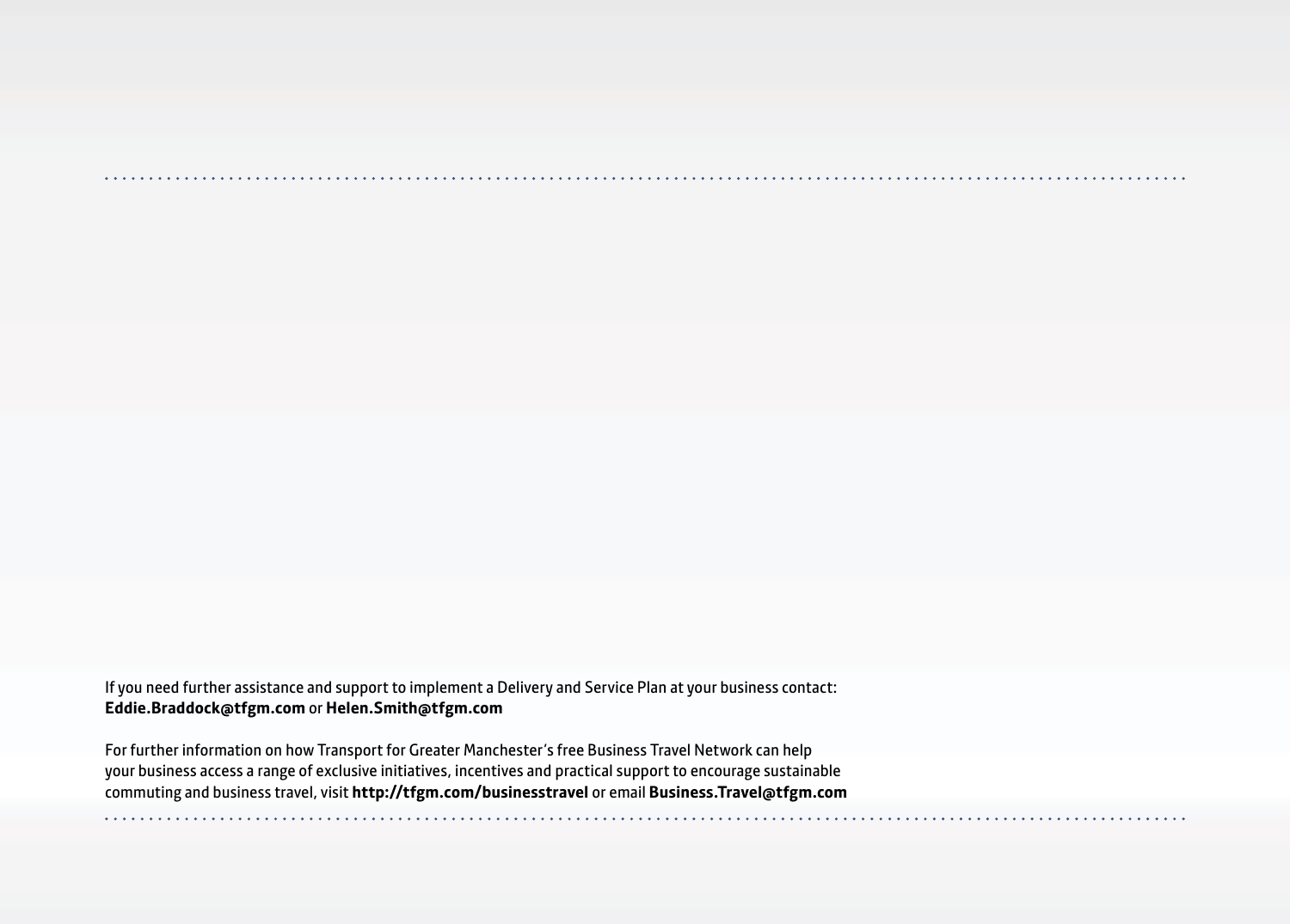If you need further assistance and support to implement a Delivery and Service Plan at your business contact:
**Eddie.Braddock@tfgm.com** or **Helen.Smith@tfgm.com**

For further information on how Transport for Greater Manchester's free Business Travel Network can help your business access a range of exclusive initiatives, incentives and practical support to encourage sustainable commuting and business travel, visit **http://tfgm.com/businesstravel** or email **Business.Travel@tfgm.com**